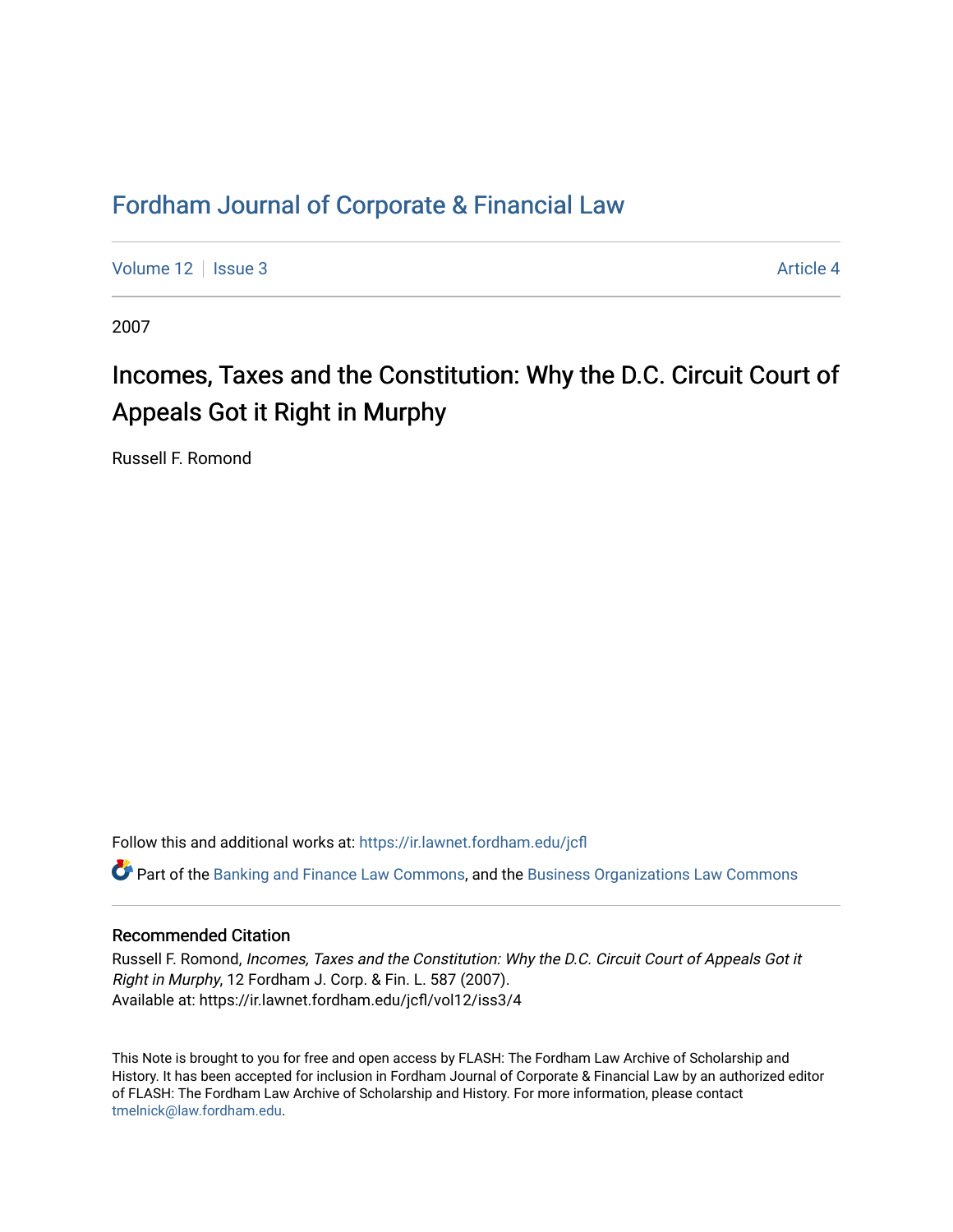# Fordham Journal of Corporate & Financial Law

Volume 12 | Issue 3 | Article 4

2007

## Incomes, Taxes and the Constitution: Why the D.C. Circuit Court of Appeals Got it Right in Murphy

Russell F. Romond

Follow this and additional works at: https://ir.lawnet.fordham.edu/jcfl

Part of the Banking and Finance Law Commons, and the Business Organizations Law Commons

### Recommended Citation

Russell F. Romond, *Incomes, Taxes and the Constitution: Why the D.C. Circuit Court of Appeals Got it Right in Murphy*, 12 Fordham J. Corp. & Fin. L. 587 (2007).
Available at: https://ir.lawnet.fordham.edu/jcfl/vol12/iss3/4

This Note is brought to you for free and open access by FLASH: The Fordham Law Archive of Scholarship and History. It has been accepted for inclusion in Fordham Journal of Corporate & Financial Law by an authorized editor of FLASH: The Fordham Law Archive of Scholarship and History. For more information, please contact tmelnick@law.fordham.edu.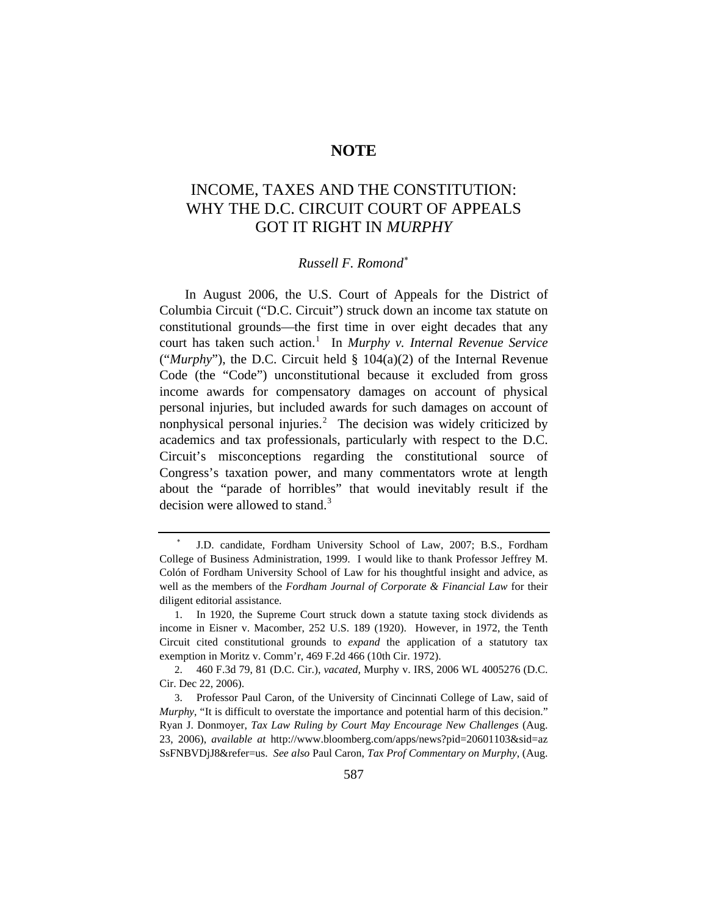**NOTE**

# INCOME, TAXES AND THE CONSTITUTION: WHY THE D.C. CIRCUIT COURT OF APPEALS GOT IT RIGHT IN *MURPHY*

*Russell F. Romond*[*]

In August 2006, the U.S. Court of Appeals for the District of Columbia Circuit ("D.C. Circuit") struck down an income tax statute on constitutional grounds—the first time in over eight decades that any court has taken such action.[1] In *Murphy v. Internal Revenue Service* ("*Murphy*"), the D.C. Circuit held § 104(a)(2) of the Internal Revenue Code (the "Code") unconstitutional because it excluded from gross income awards for compensatory damages on account of physical personal injuries, but included awards for such damages on account of nonphysical personal injuries.[2] The decision was widely criticized by academics and tax professionals, particularly with respect to the D.C. Circuit's misconceptions regarding the constitutional source of Congress's taxation power, and many commentators wrote at length about the "parade of horribles" that would inevitably result if the decision were allowed to stand.[3]

---

[*] J.D. candidate, Fordham University School of Law, 2007; B.S., Fordham College of Business Administration, 1999. I would like to thank Professor Jeffrey M. Colón of Fordham University School of Law for his thoughtful insight and advice, as well as the members of the *Fordham Journal of Corporate & Financial Law* for their diligent editorial assistance.

1. In 1920, the Supreme Court struck down a statute taxing stock dividends as income in Eisner v. Macomber, 252 U.S. 189 (1920). However, in 1972, the Tenth Circuit cited constitutional grounds to *expand* the application of a statutory tax exemption in Moritz v. Comm'r, 469 F.2d 466 (10th Cir. 1972).

2. 460 F.3d 79, 81 (D.C. Cir.), *vacated*, Murphy v. IRS, 2006 WL 4005276 (D.C. Cir. Dec 22, 2006).

3. Professor Paul Caron, of the University of Cincinnati College of Law, said of *Murphy*, "It is difficult to overstate the importance and potential harm of this decision." Ryan J. Donmoyer, *Tax Law Ruling by Court May Encourage New Challenges* (Aug. 23, 2006), *available at* http://www.bloomberg.com/apps/news?pid=20601103&sid=azSsFNBVDjJ8&refer=us. *See also* Paul Caron, *Tax Prof Commentary on Murphy*, (Aug.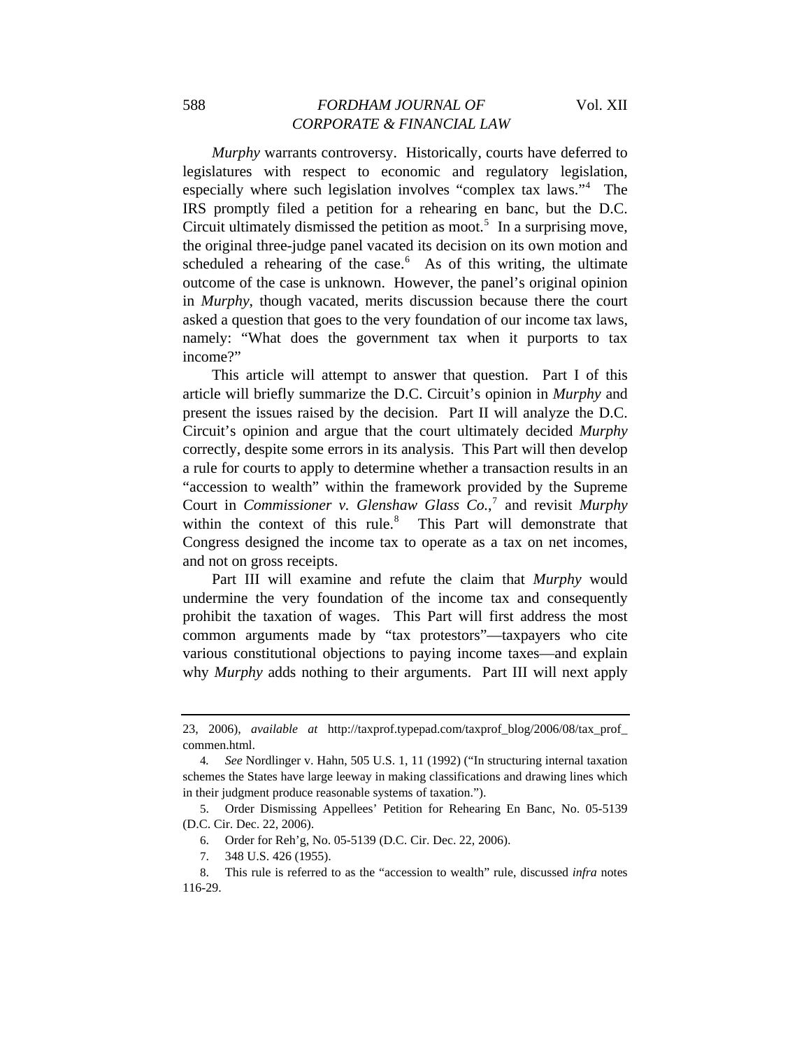*Murphy* warrants controversy. Historically, courts have deferred to legislatures with respect to economic and regulatory legislation, especially where such legislation involves "complex tax laws."[4] The IRS promptly filed a petition for a rehearing en banc, but the D.C. Circuit ultimately dismissed the petition as moot.[5] In a surprising move, the original three-judge panel vacated its decision on its own motion and scheduled a rehearing of the case.[6] As of this writing, the ultimate outcome of the case is unknown. However, the panel's original opinion in *Murphy*, though vacated, merits discussion because there the court asked a question that goes to the very foundation of our income tax laws, namely: "What does the government tax when it purports to tax income?"

This article will attempt to answer that question. Part I of this article will briefly summarize the D.C. Circuit's opinion in *Murphy* and present the issues raised by the decision. Part II will analyze the D.C. Circuit's opinion and argue that the court ultimately decided *Murphy* correctly, despite some errors in its analysis. This Part will then develop a rule for courts to apply to determine whether a transaction results in an "accession to wealth" within the framework provided by the Supreme Court in *Commissioner v. Glenshaw Glass Co.*,[7] and revisit *Murphy* within the context of this rule.[8] This Part will demonstrate that Congress designed the income tax to operate as a tax on net incomes, and not on gross receipts.

Part III will examine and refute the claim that *Murphy* would undermine the very foundation of the income tax and consequently prohibit the taxation of wages. This Part will first address the most common arguments made by "tax protestors"—taxpayers who cite various constitutional objections to paying income taxes—and explain why *Murphy* adds nothing to their arguments. Part III will next apply

---

23, 2006), *available at* http://taxprof.typepad.com/taxprof_blog/2006/08/tax_prof_commen.html.

4. *See* Nordlinger v. Hahn, 505 U.S. 1, 11 (1992) ("In structuring internal taxation schemes the States have large leeway in making classifications and drawing lines which in their judgment produce reasonable systems of taxation.").

5. Order Dismissing Appellees' Petition for Rehearing En Banc, No. 05-5139 (D.C. Cir. Dec. 22, 2006).

6. Order for Reh'g, No. 05-5139 (D.C. Cir. Dec. 22, 2006).

7. 348 U.S. 426 (1955).

8. This rule is referred to as the "accession to wealth" rule, discussed *infra* notes 116-29.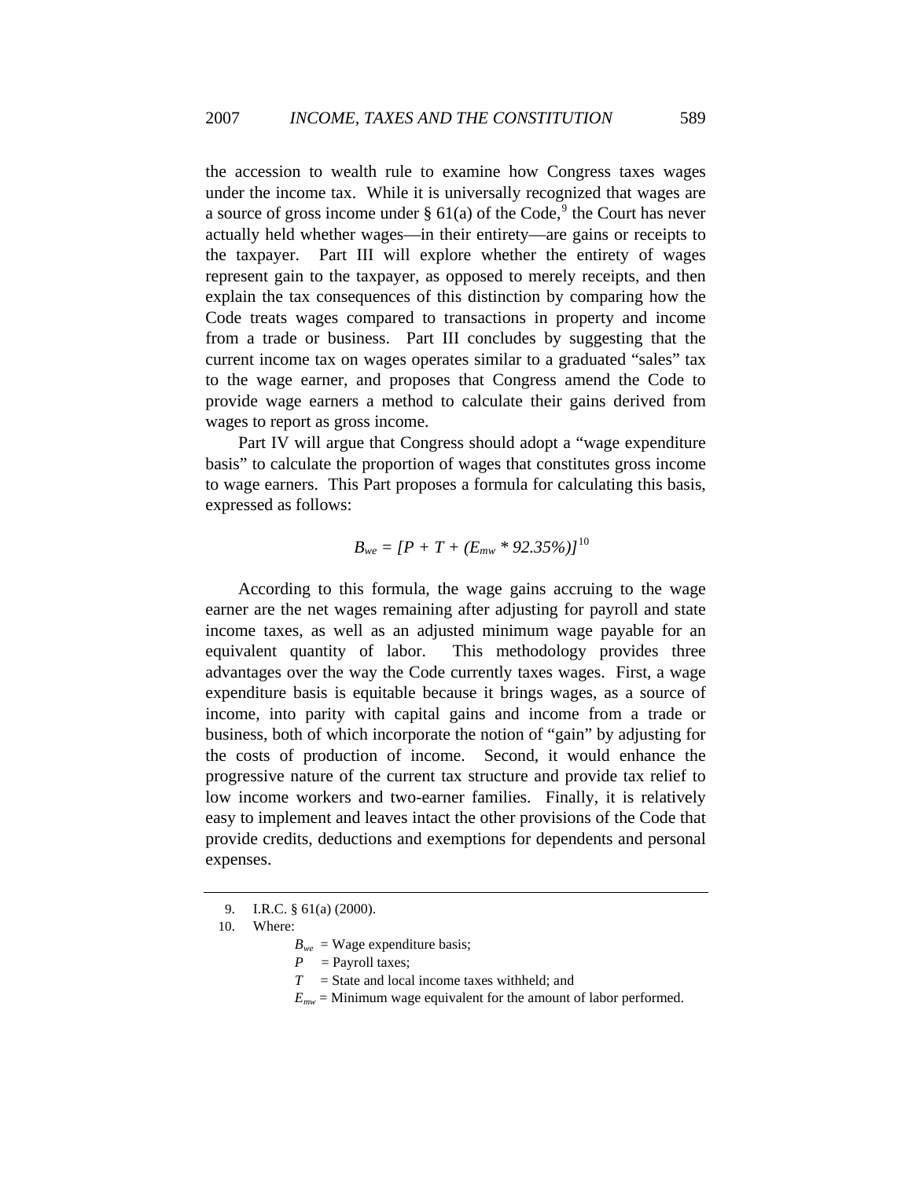the accession to wealth rule to examine how Congress taxes wages under the income tax. While it is universally recognized that wages are a source of gross income under § 61(a) of the Code,[9] the Court has never actually held whether wages—in their entirety—are gains or receipts to the taxpayer. Part III will explore whether the entirety of wages represent gain to the taxpayer, as opposed to merely receipts, and then explain the tax consequences of this distinction by comparing how the Code treats wages compared to transactions in property and income from a trade or business. Part III concludes by suggesting that the current income tax on wages operates similar to a graduated "sales" tax to the wage earner, and proposes that Congress amend the Code to provide wage earners a method to calculate their gains derived from wages to report as gross income.

Part IV will argue that Congress should adopt a "wage expenditure basis" to calculate the proportion of wages that constitutes gross income to wage earners. This Part proposes a formula for calculating this basis, expressed as follows:

$$B_{we} = [P + T + (E_{mw} * 92.35\%)]$$[10]

According to this formula, the wage gains accruing to the wage earner are the net wages remaining after adjusting for payroll and state income taxes, as well as an adjusted minimum wage payable for an equivalent quantity of labor. This methodology provides three advantages over the way the Code currently taxes wages. First, a wage expenditure basis is equitable because it brings wages, as a source of income, into parity with capital gains and income from a trade or business, both of which incorporate the notion of "gain" by adjusting for the costs of production of income. Second, it would enhance the progressive nature of the current tax structure and provide tax relief to low income workers and two-earner families. Finally, it is relatively easy to implement and leaves intact the other provisions of the Code that provide credits, deductions and exemptions for dependents and personal expenses.

---

9. I.R.C. § 61(a) (2000).

10. Where:

$B_{we}$ = Wage expenditure basis;
$P$ = Payroll taxes;
$T$ = State and local income taxes withheld; and
$E_{mw}$ = Minimum wage equivalent for the amount of labor performed.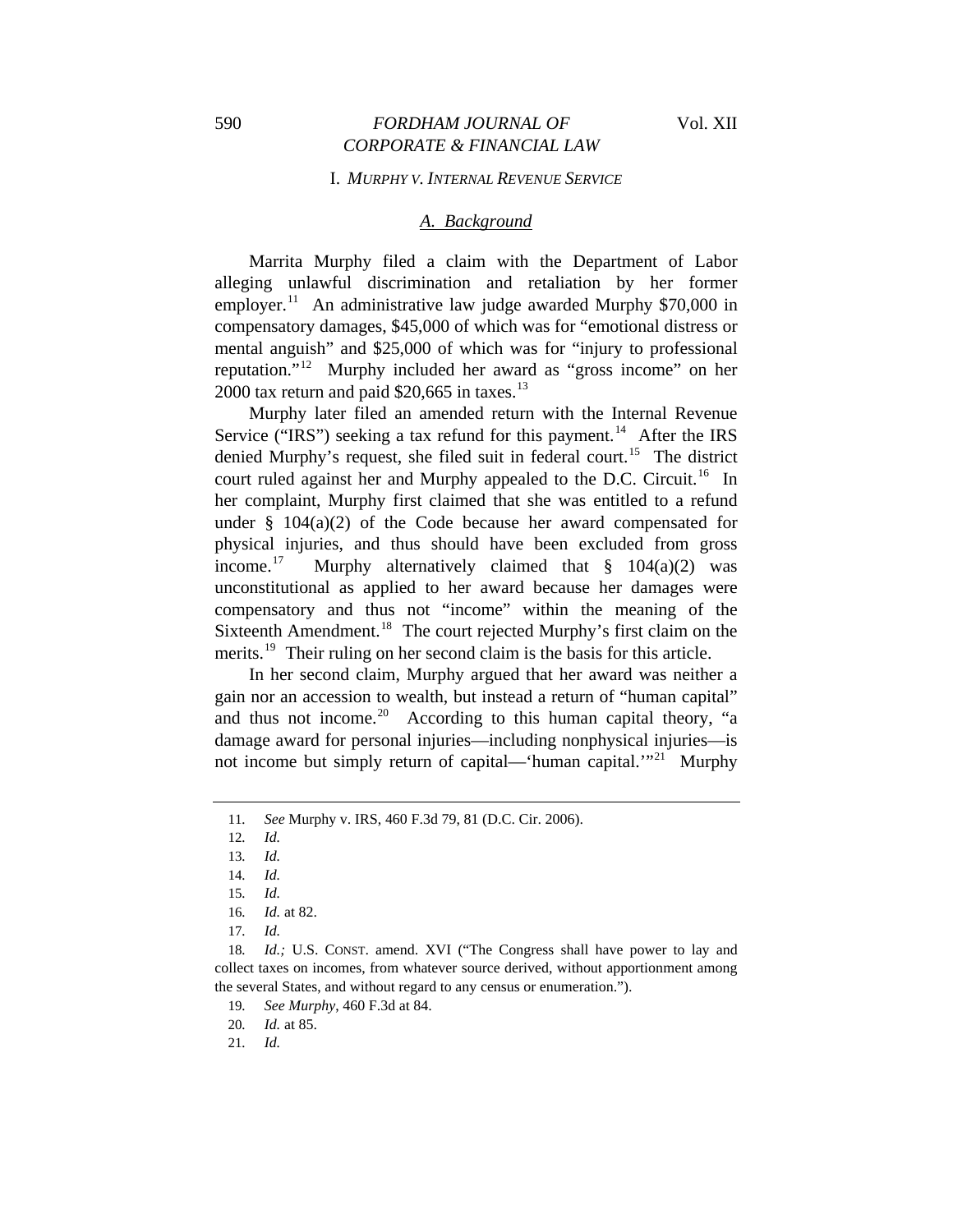## I. *MURPHY V. INTERNAL REVENUE SERVICE*

### *A. Background*

Marrita Murphy filed a claim with the Department of Labor alleging unlawful discrimination and retaliation by her former employer.[11] An administrative law judge awarded Murphy $70,000 in compensatory damages, $45,000 of which was for "emotional distress or mental anguish" and $25,000 of which was for "injury to professional reputation."[12] Murphy included her award as "gross income" on her 2000 tax return and paid $20,665 in taxes.[13]

Murphy later filed an amended return with the Internal Revenue Service ("IRS") seeking a tax refund for this payment.[14] After the IRS denied Murphy's request, she filed suit in federal court.[15] The district court ruled against her and Murphy appealed to the D.C. Circuit.[16] In her complaint, Murphy first claimed that she was entitled to a refund under § 104(a)(2) of the Code because her award compensated for physical injuries, and thus should have been excluded from gross income.[17] Murphy alternatively claimed that § 104(a)(2) was unconstitutional as applied to her award because her damages were compensatory and thus not "income" within the meaning of the Sixteenth Amendment.[18] The court rejected Murphy's first claim on the merits.[19] Their ruling on her second claim is the basis for this article.

In her second claim, Murphy argued that her award was neither a gain nor an accession to wealth, but instead a return of "human capital" and thus not income.[20] According to this human capital theory, "a damage award for personal injuries—including nonphysical injuries—is not income but simply return of capital—'human capital.'"[21] Murphy

---

11. *See* Murphy v. IRS, 460 F.3d 79, 81 (D.C. Cir. 2006).

12. *Id.*

13. *Id.*

14. *Id.*

15. *Id.*

16. *Id.* at 82.

17. *Id.*

18. *Id.;* U.S. CONST. amend. XVI ("The Congress shall have power to lay and collect taxes on incomes, from whatever source derived, without apportionment among the several States, and without regard to any census or enumeration.").

19. *See Murphy*, 460 F.3d at 84.

20. *Id.* at 85.

21. *Id.*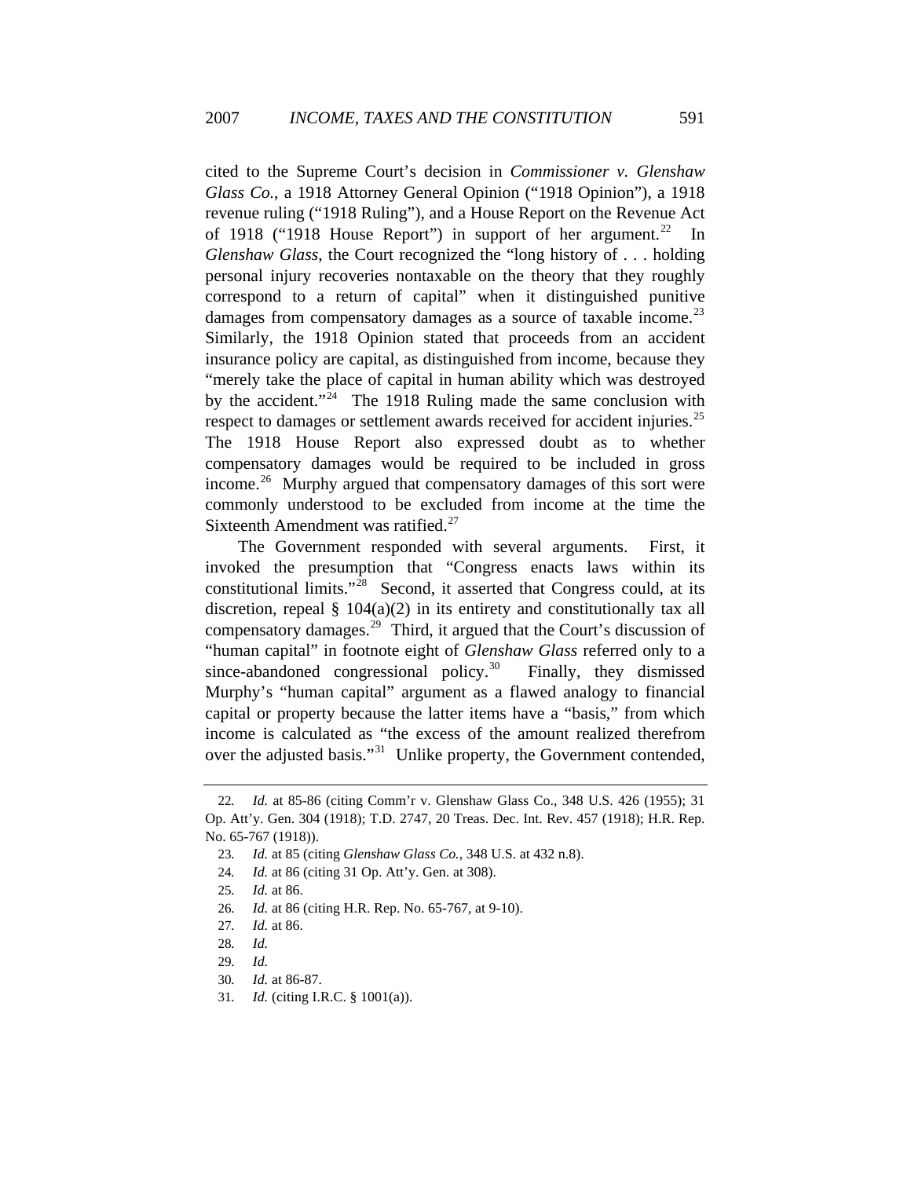cited to the Supreme Court's decision in *Commissioner v. Glenshaw Glass Co.*, a 1918 Attorney General Opinion ("1918 Opinion"), a 1918 revenue ruling ("1918 Ruling"), and a House Report on the Revenue Act of 1918 ("1918 House Report") in support of her argument.[22] In *Glenshaw Glass*, the Court recognized the "long history of . . . holding personal injury recoveries nontaxable on the theory that they roughly correspond to a return of capital" when it distinguished punitive damages from compensatory damages as a source of taxable income.[23] Similarly, the 1918 Opinion stated that proceeds from an accident insurance policy are capital, as distinguished from income, because they "merely take the place of capital in human ability which was destroyed by the accident."[24] The 1918 Ruling made the same conclusion with respect to damages or settlement awards received for accident injuries.[25] The 1918 House Report also expressed doubt as to whether compensatory damages would be required to be included in gross income.[26] Murphy argued that compensatory damages of this sort were commonly understood to be excluded from income at the time the Sixteenth Amendment was ratified.[27]

The Government responded with several arguments. First, it invoked the presumption that "Congress enacts laws within its constitutional limits."[28] Second, it asserted that Congress could, at its discretion, repeal § 104(a)(2) in its entirety and constitutionally tax all compensatory damages.[29] Third, it argued that the Court's discussion of "human capital" in footnote eight of *Glenshaw Glass* referred only to a since-abandoned congressional policy.[30] Finally, they dismissed Murphy's "human capital" argument as a flawed analogy to financial capital or property because the latter items have a "basis," from which income is calculated as "the excess of the amount realized therefrom over the adjusted basis."[31] Unlike property, the Government contended,

---

22. *Id.* at 85-86 (citing Comm'r v. Glenshaw Glass Co., 348 U.S. 426 (1955); 31 Op. Att'y. Gen. 304 (1918); T.D. 2747, 20 Treas. Dec. Int. Rev. 457 (1918); H.R. Rep. No. 65-767 (1918)).

23. *Id.* at 85 (citing *Glenshaw Glass Co.*, 348 U.S. at 432 n.8).

24. *Id.* at 86 (citing 31 Op. Att'y. Gen. at 308).

25. *Id.* at 86.

26. *Id.* at 86 (citing H.R. Rep. No. 65-767, at 9-10).

27. *Id.* at 86.

28. *Id.*

29. *Id.*

30. *Id.* at 86-87.

31. *Id.* (citing I.R.C. § 1001(a)).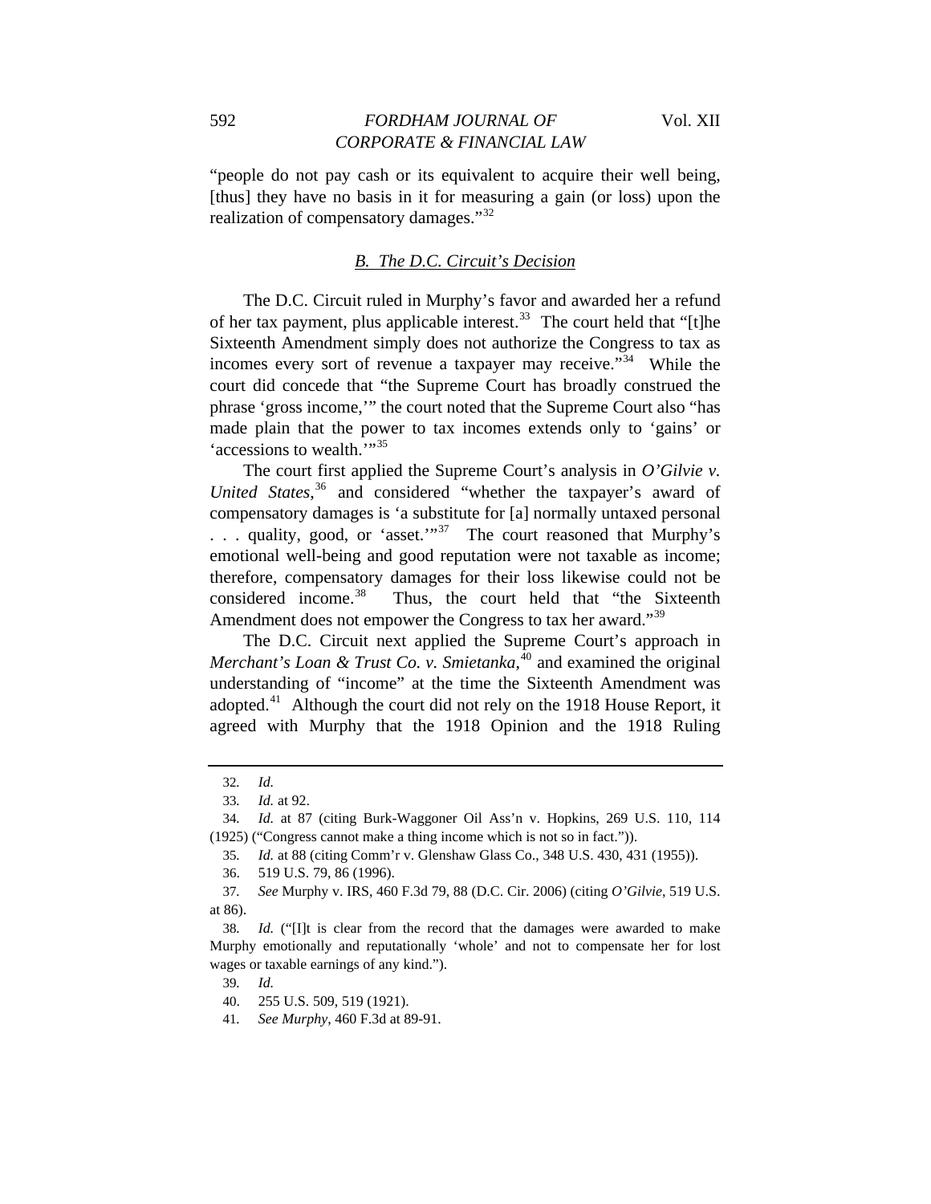"people do not pay cash or its equivalent to acquire their well being, [thus] they have no basis in it for measuring a gain (or loss) upon the realization of compensatory damages."[32]

### *B. The D.C. Circuit's Decision*

The D.C. Circuit ruled in Murphy's favor and awarded her a refund of her tax payment, plus applicable interest.[33] The court held that "[t]he Sixteenth Amendment simply does not authorize the Congress to tax as incomes every sort of revenue a taxpayer may receive."[34] While the court did concede that "the Supreme Court has broadly construed the phrase 'gross income,'" the court noted that the Supreme Court also "has made plain that the power to tax incomes extends only to 'gains' or 'accessions to wealth.'"[35]

The court first applied the Supreme Court's analysis in *O'Gilvie v. United States*,[36] and considered "whether the taxpayer's award of compensatory damages is 'a substitute for [a] normally untaxed personal . . . quality, good, or 'asset.'"[37] The court reasoned that Murphy's emotional well-being and good reputation were not taxable as income; therefore, compensatory damages for their loss likewise could not be considered income.[38] Thus, the court held that "the Sixteenth Amendment does not empower the Congress to tax her award."[39]

The D.C. Circuit next applied the Supreme Court's approach in *Merchant's Loan & Trust Co. v. Smietanka*,[40] and examined the original understanding of "income" at the time the Sixteenth Amendment was adopted.[41] Although the court did not rely on the 1918 House Report, it agreed with Murphy that the 1918 Opinion and the 1918 Ruling

---

32. *Id.*

33. *Id.* at 92.

34. *Id.* at 87 (citing Burk-Waggoner Oil Ass'n v. Hopkins, 269 U.S. 110, 114 (1925) ("Congress cannot make a thing income which is not so in fact.")).

35. *Id.* at 88 (citing Comm'r v. Glenshaw Glass Co., 348 U.S. 430, 431 (1955)).

36. 519 U.S. 79, 86 (1996).

37. *See* Murphy v. IRS, 460 F.3d 79, 88 (D.C. Cir. 2006) (citing *O'Gilvie*, 519 U.S. at 86).

38. *Id.* ("[I]t is clear from the record that the damages were awarded to make Murphy emotionally and reputationally 'whole' and not to compensate her for lost wages or taxable earnings of any kind.").

39. *Id.*

40. 255 U.S. 509, 519 (1921).

41. *See Murphy*, 460 F.3d at 89-91.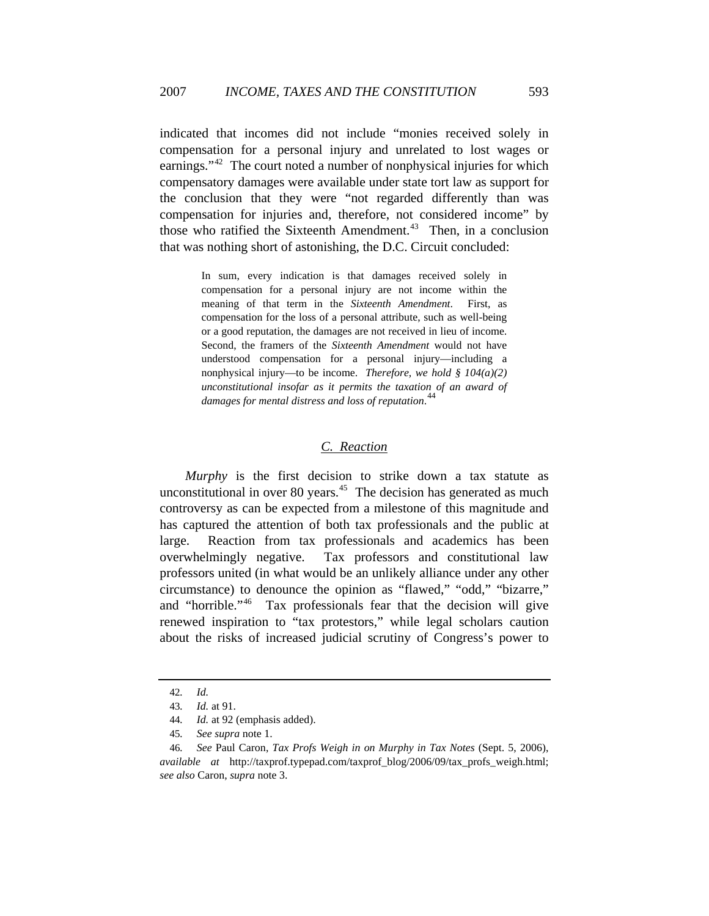indicated that incomes did not include "monies received solely in compensation for a personal injury and unrelated to lost wages or earnings."[42] The court noted a number of nonphysical injuries for which compensatory damages were available under state tort law as support for the conclusion that they were "not regarded differently than was compensation for injuries and, therefore, not considered income" by those who ratified the Sixteenth Amendment.[43] Then, in a conclusion that was nothing short of astonishing, the D.C. Circuit concluded:

> In sum, every indication is that damages received solely in compensation for a personal injury are not income within the meaning of that term in the *Sixteenth Amendment*. First, as compensation for the loss of a personal attribute, such as well-being or a good reputation, the damages are not received in lieu of income. Second, the framers of the *Sixteenth Amendment* would not have understood compensation for a personal injury—including a nonphysical injury—to be income. *Therefore, we hold § 104(a)(2) unconstitutional insofar as it permits the taxation of an award of damages for mental distress and loss of reputation*.[44]

### C. Reaction

*Murphy* is the first decision to strike down a tax statute as unconstitutional in over 80 years.[45] The decision has generated as much controversy as can be expected from a milestone of this magnitude and has captured the attention of both tax professionals and the public at large. Reaction from tax professionals and academics has been overwhelmingly negative. Tax professors and constitutional law professors united (in what would be an unlikely alliance under any other circumstance) to denounce the opinion as "flawed," "odd," "bizarre," and "horrible."[46] Tax professionals fear that the decision will give renewed inspiration to "tax protestors," while legal scholars caution about the risks of increased judicial scrutiny of Congress's power to

---

42. *Id.*

43. *Id.* at 91.

44. *Id.* at 92 (emphasis added).

45. *See supra* note 1.

46. *See* Paul Caron, *Tax Profs Weigh in on Murphy in Tax Notes* (Sept. 5, 2006), *available at* http://taxprof.typepad.com/taxprof_blog/2006/09/tax_profs_weigh.html; *see also* Caron, *supra* note 3.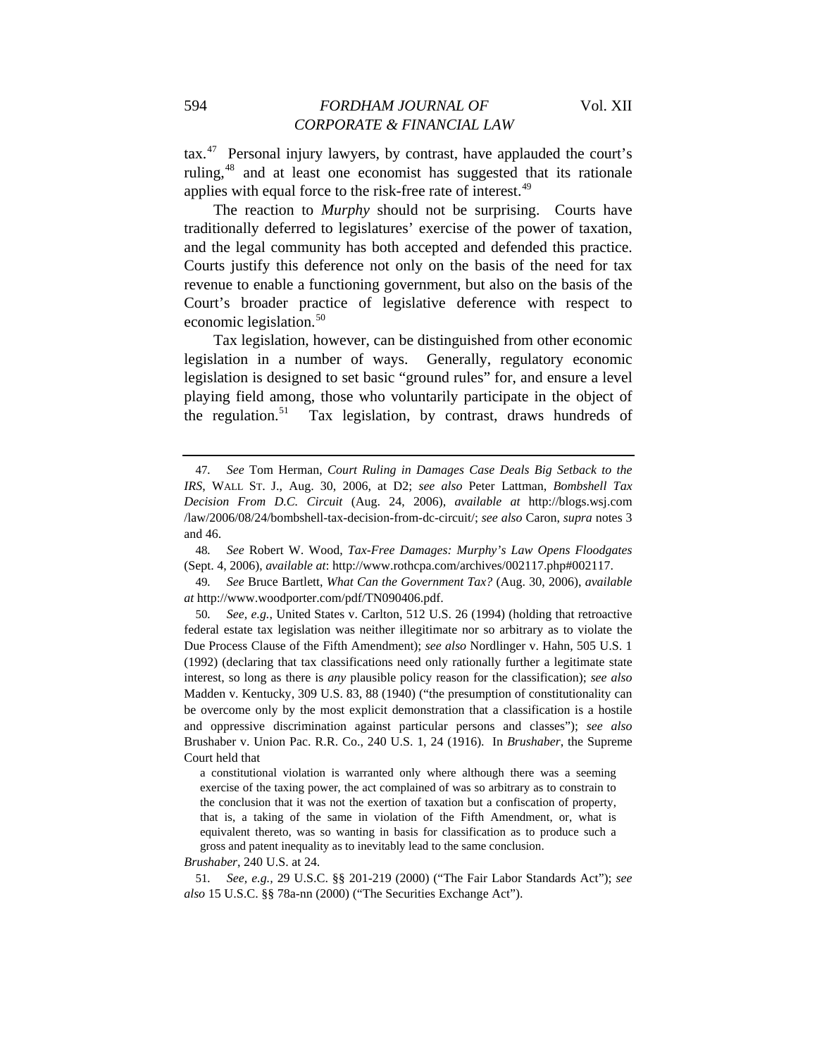tax.[47] Personal injury lawyers, by contrast, have applauded the court's ruling,[48] and at least one economist has suggested that its rationale applies with equal force to the risk-free rate of interest.[49]

The reaction to *Murphy* should not be surprising. Courts have traditionally deferred to legislatures' exercise of the power of taxation, and the legal community has both accepted and defended this practice. Courts justify this deference not only on the basis of the need for tax revenue to enable a functioning government, but also on the basis of the Court's broader practice of legislative deference with respect to economic legislation.[50]

Tax legislation, however, can be distinguished from other economic legislation in a number of ways. Generally, regulatory economic legislation is designed to set basic "ground rules" for, and ensure a level playing field among, those who voluntarily participate in the object of the regulation.[51] Tax legislation, by contrast, draws hundreds of

---

47. *See* Tom Herman, *Court Ruling in Damages Case Deals Big Setback to the IRS*, WALL ST. J., Aug. 30, 2006, at D2; *see also* Peter Lattman, *Bombshell Tax Decision From D.C. Circuit* (Aug. 24, 2006), *available at* http://blogs.wsj.com /law/2006/08/24/bombshell-tax-decision-from-dc-circuit/; *see also* Caron, *supra* notes 3 and 46.

48. *See* Robert W. Wood, *Tax-Free Damages: Murphy's Law Opens Floodgates* (Sept. 4, 2006), *available at*: http://www.rothcpa.com/archives/002117.php#002117.

49. *See* Bruce Bartlett, *What Can the Government Tax?* (Aug. 30, 2006), *available at* http://www.woodporter.com/pdf/TN090406.pdf.

50. *See, e.g.*, United States v. Carlton, 512 U.S. 26 (1994) (holding that retroactive federal estate tax legislation was neither illegitimate nor so arbitrary as to violate the Due Process Clause of the Fifth Amendment); *see also* Nordlinger v. Hahn, 505 U.S. 1 (1992) (declaring that tax classifications need only rationally further a legitimate state interest, so long as there is *any* plausible policy reason for the classification); *see also* Madden v. Kentucky, 309 U.S. 83, 88 (1940) ("the presumption of constitutionality can be overcome only by the most explicit demonstration that a classification is a hostile and oppressive discrimination against particular persons and classes"); *see also* Brushaber v. Union Pac. R.R. Co., 240 U.S. 1, 24 (1916). In *Brushaber*, the Supreme Court held that

> a constitutional violation is warranted only where although there was a seeming exercise of the taxing power, the act complained of was so arbitrary as to constrain to the conclusion that it was not the exertion of taxation but a confiscation of property, that is, a taking of the same in violation of the Fifth Amendment, or, what is equivalent thereto, was so wanting in basis for classification as to produce such a gross and patent inequality as to inevitably lead to the same conclusion.

*Brushaber*, 240 U.S. at 24.

51. *See, e.g.*, 29 U.S.C. §§ 201-219 (2000) ("The Fair Labor Standards Act"); *see also* 15 U.S.C. §§ 78a-nn (2000) ("The Securities Exchange Act").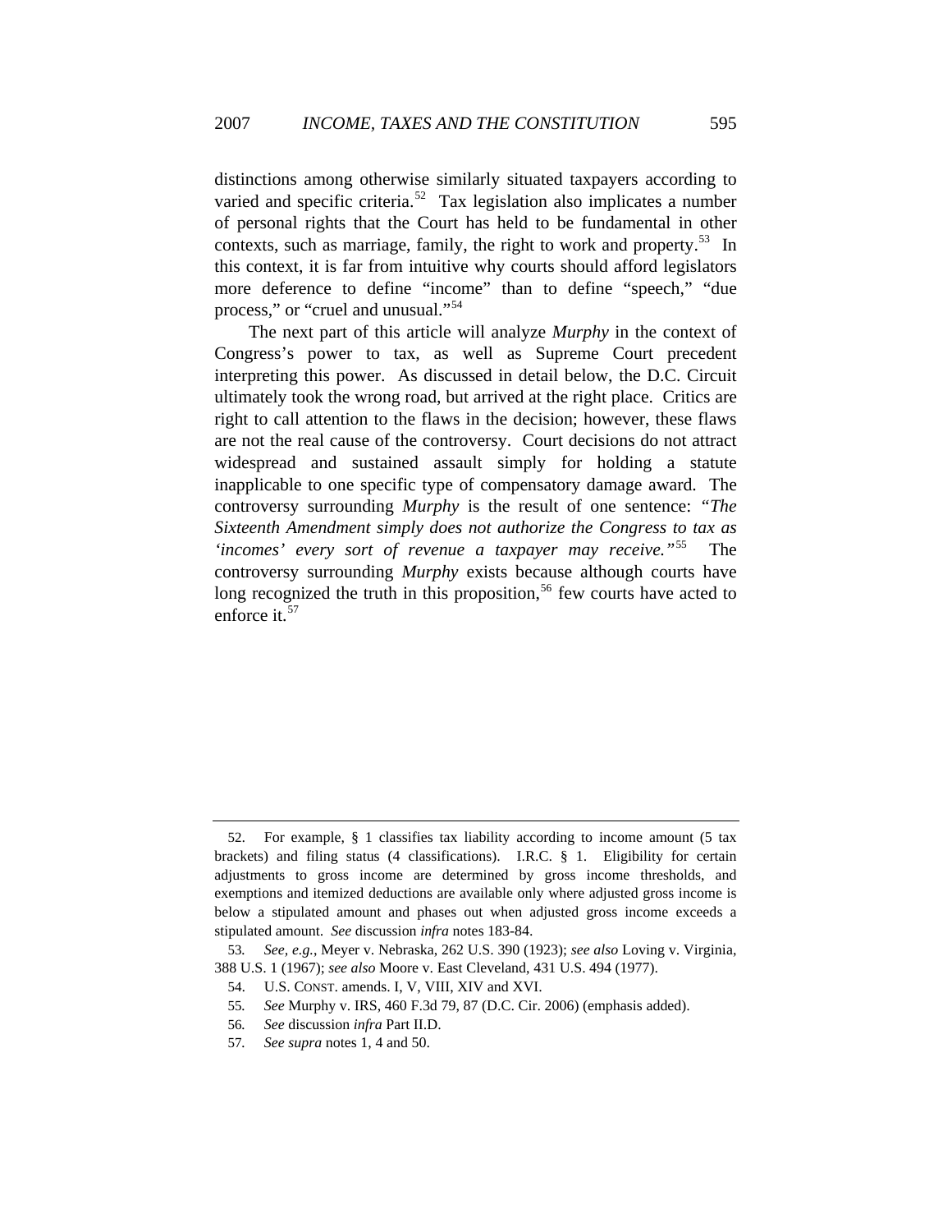distinctions among otherwise similarly situated taxpayers according to varied and specific criteria.[52] Tax legislation also implicates a number of personal rights that the Court has held to be fundamental in other contexts, such as marriage, family, the right to work and property.[53] In this context, it is far from intuitive why courts should afford legislators more deference to define "income" than to define "speech," "due process," or "cruel and unusual."[54]

The next part of this article will analyze *Murphy* in the context of Congress's power to tax, as well as Supreme Court precedent interpreting this power. As discussed in detail below, the D.C. Circuit ultimately took the wrong road, but arrived at the right place. Critics are right to call attention to the flaws in the decision; however, these flaws are not the real cause of the controversy. Court decisions do not attract widespread and sustained assault simply for holding a statute inapplicable to one specific type of compensatory damage award. The controversy surrounding *Murphy* is the result of one sentence: "*The Sixteenth Amendment simply does not authorize the Congress to tax as 'incomes' every sort of revenue a taxpayer may receive.*"[55] The controversy surrounding *Murphy* exists because although courts have long recognized the truth in this proposition,[56] few courts have acted to enforce it.[57]

---

52. For example, § 1 classifies tax liability according to income amount (5 tax brackets) and filing status (4 classifications). I.R.C. § 1. Eligibility for certain adjustments to gross income are determined by gross income thresholds, and exemptions and itemized deductions are available only where adjusted gross income is below a stipulated amount and phases out when adjusted gross income exceeds a stipulated amount. *See* discussion *infra* notes 183-84.

53. *See, e.g.*, Meyer v. Nebraska, 262 U.S. 390 (1923); *see also* Loving v. Virginia, 388 U.S. 1 (1967); *see also* Moore v. East Cleveland, 431 U.S. 494 (1977).

54. U.S. CONST. amends. I, V, VIII, XIV and XVI.

55. *See* Murphy v. IRS, 460 F.3d 79, 87 (D.C. Cir. 2006) (emphasis added).

56. *See* discussion *infra* Part II.D.

57. *See supra* notes 1, 4 and 50.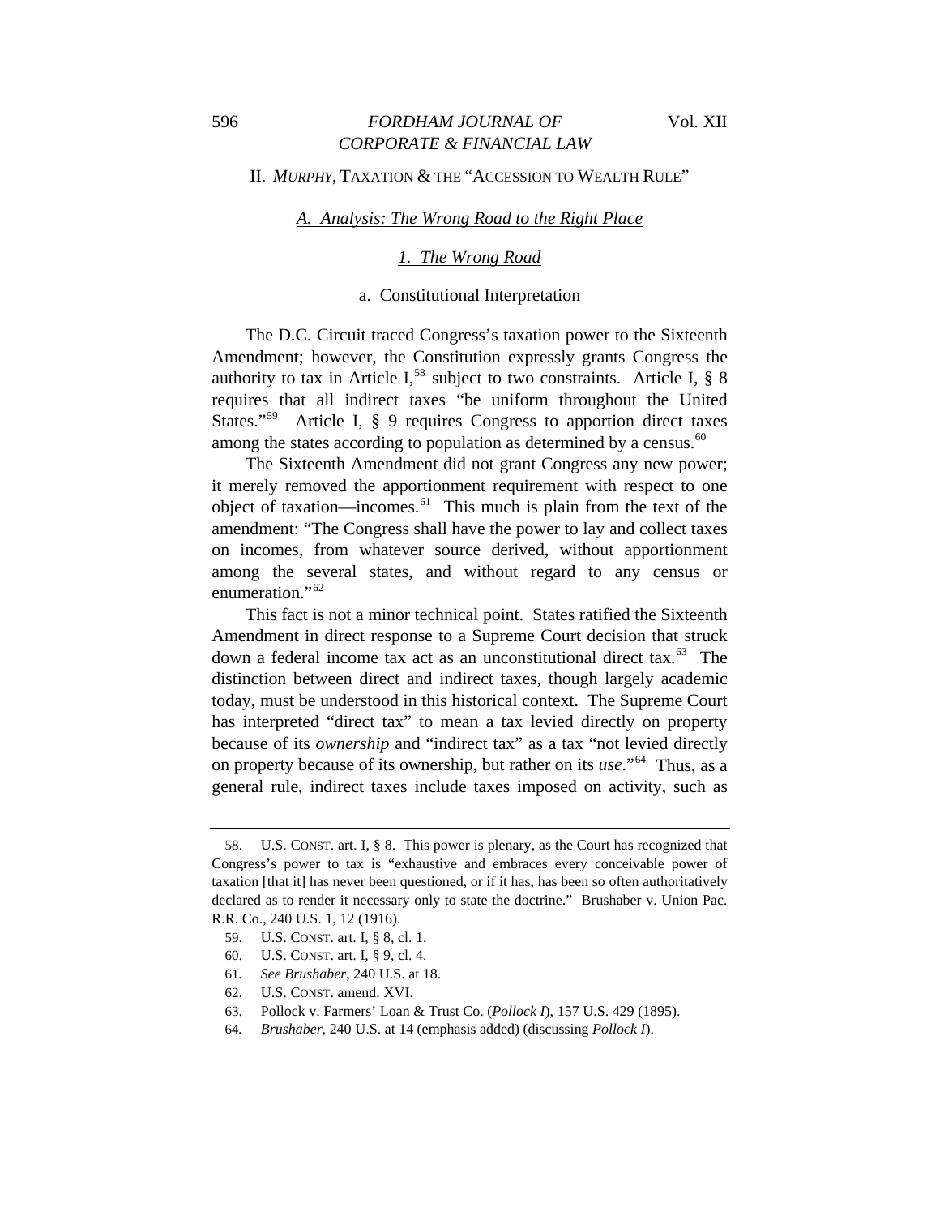## II. *MURPHY*, TAXATION & THE "ACCESSION TO WEALTH RULE"

### *A. Analysis: The Wrong Road to the Right Place*

#### *1. The Wrong Road*

##### a. Constitutional Interpretation

The D.C. Circuit traced Congress's taxation power to the Sixteenth Amendment; however, the Constitution expressly grants Congress the authority to tax in Article I,[58] subject to two constraints. Article I, § 8 requires that all indirect taxes "be uniform throughout the United States."[59] Article I, § 9 requires Congress to apportion direct taxes among the states according to population as determined by a census.[60]

The Sixteenth Amendment did not grant Congress any new power; it merely removed the apportionment requirement with respect to one object of taxation—incomes.[61] This much is plain from the text of the amendment: "The Congress shall have the power to lay and collect taxes on incomes, from whatever source derived, without apportionment among the several states, and without regard to any census or enumeration."[62]

This fact is not a minor technical point. States ratified the Sixteenth Amendment in direct response to a Supreme Court decision that struck down a federal income tax act as an unconstitutional direct tax.[63] The distinction between direct and indirect taxes, though largely academic today, must be understood in this historical context. The Supreme Court has interpreted "direct tax" to mean a tax levied directly on property because of its *ownership* and "indirect tax" as a tax "not levied directly on property because of its ownership, but rather on its *use*."[64] Thus, as a general rule, indirect taxes include taxes imposed on activity, such as

---

58. U.S. CONST. art. I, § 8. This power is plenary, as the Court has recognized that Congress's power to tax is "exhaustive and embraces every conceivable power of taxation [that it] has never been questioned, or if it has, has been so often authoritatively declared as to render it necessary only to state the doctrine." Brushaber v. Union Pac. R.R. Co., 240 U.S. 1, 12 (1916).

59. U.S. CONST. art. I, § 8, cl. 1.

60. U.S. CONST. art. I, § 9, cl. 4.

61. *See Brushaber*, 240 U.S. at 18.

62. U.S. CONST. amend. XVI.

63. Pollock v. Farmers' Loan & Trust Co. (*Pollock I*), 157 U.S. 429 (1895).

64. *Brushaber*, 240 U.S. at 14 (emphasis added) (discussing *Pollock I*).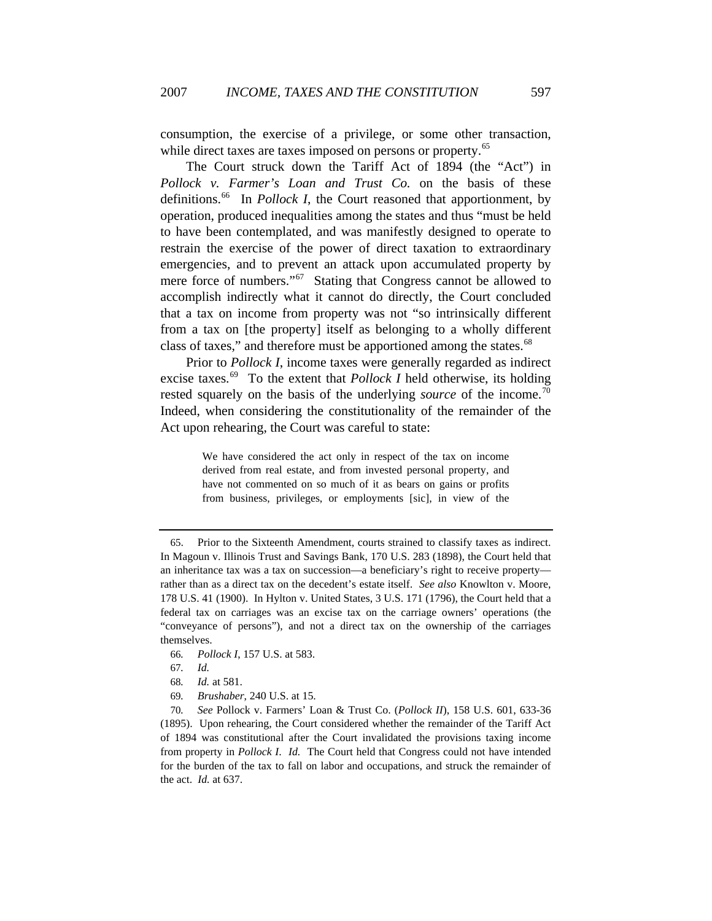consumption, the exercise of a privilege, or some other transaction, while direct taxes are taxes imposed on persons or property.[65]

The Court struck down the Tariff Act of 1894 (the "Act") in *Pollock v. Farmer's Loan and Trust Co.* on the basis of these definitions.[66] In *Pollock I*, the Court reasoned that apportionment, by operation, produced inequalities among the states and thus "must be held to have been contemplated, and was manifestly designed to operate to restrain the exercise of the power of direct taxation to extraordinary emergencies, and to prevent an attack upon accumulated property by mere force of numbers."[67] Stating that Congress cannot be allowed to accomplish indirectly what it cannot do directly, the Court concluded that a tax on income from property was not "so intrinsically different from a tax on [the property] itself as belonging to a wholly different class of taxes," and therefore must be apportioned among the states.[68]

Prior to *Pollock I*, income taxes were generally regarded as indirect excise taxes.[69] To the extent that *Pollock I* held otherwise, its holding rested squarely on the basis of the underlying *source* of the income.[70] Indeed, when considering the constitutionality of the remainder of the Act upon rehearing, the Court was careful to state:

> We have considered the act only in respect of the tax on income derived from real estate, and from invested personal property, and have not commented on so much of it as bears on gains or profits from business, privileges, or employments [sic], in view of the

---

65. Prior to the Sixteenth Amendment, courts strained to classify taxes as indirect. In Magoun v. Illinois Trust and Savings Bank, 170 U.S. 283 (1898), the Court held that an inheritance tax was a tax on succession—a beneficiary's right to receive property—rather than as a direct tax on the decedent's estate itself. *See also* Knowlton v. Moore, 178 U.S. 41 (1900). In Hylton v. United States, 3 U.S. 171 (1796), the Court held that a federal tax on carriages was an excise tax on the carriage owners' operations (the "conveyance of persons"), and not a direct tax on the ownership of the carriages themselves.

66. *Pollock I*, 157 U.S. at 583.

67. *Id.*

68. *Id.* at 581.

69. *Brushaber*, 240 U.S. at 15.

70. *See* Pollock v. Farmers' Loan & Trust Co. (*Pollock II*), 158 U.S. 601, 633-36 (1895). Upon rehearing, the Court considered whether the remainder of the Tariff Act of 1894 was constitutional after the Court invalidated the provisions taxing income from property in *Pollock I*. *Id.* The Court held that Congress could not have intended for the burden of the tax to fall on labor and occupations, and struck the remainder of the act. *Id.* at 637.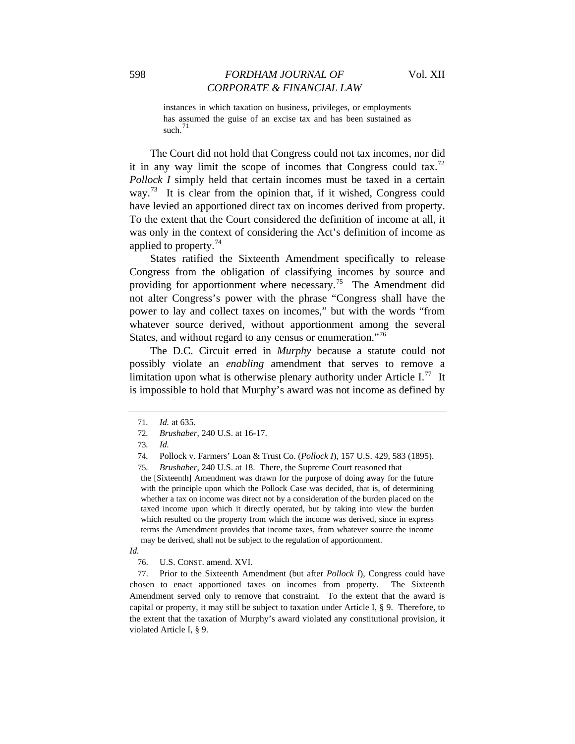> instances in which taxation on business, privileges, or employments has assumed the guise of an excise tax and has been sustained as such.[71]

The Court did not hold that Congress could not tax incomes, nor did it in any way limit the scope of incomes that Congress could tax.[72] *Pollock I* simply held that certain incomes must be taxed in a certain way.[73] It is clear from the opinion that, if it wished, Congress could have levied an apportioned direct tax on incomes derived from property. To the extent that the Court considered the definition of income at all, it was only in the context of considering the Act's definition of income as applied to property.[74]

States ratified the Sixteenth Amendment specifically to release Congress from the obligation of classifying incomes by source and providing for apportionment where necessary.[75] The Amendment did not alter Congress's power with the phrase "Congress shall have the power to lay and collect taxes on incomes," but with the words "from whatever source derived, without apportionment among the several States, and without regard to any census or enumeration."[76]

The D.C. Circuit erred in *Murphy* because a statute could not possibly violate an *enabling* amendment that serves to remove a limitation upon what is otherwise plenary authority under Article I.[77] It is impossible to hold that Murphy's award was not income as defined by

---

71. *Id.* at 635.

72. *Brushaber*, 240 U.S. at 16-17.

73. *Id.*

74. Pollock v. Farmers' Loan & Trust Co. (*Pollock I*), 157 U.S. 429, 583 (1895).

75. *Brushaber*, 240 U.S. at 18. There, the Supreme Court reasoned that

> the [Sixteenth] Amendment was drawn for the purpose of doing away for the future with the principle upon which the Pollock Case was decided, that is, of determining whether a tax on income was direct not by a consideration of the burden placed on the taxed income upon which it directly operated, but by taking into view the burden which resulted on the property from which the income was derived, since in express terms the Amendment provides that income taxes, from whatever source the income may be derived, shall not be subject to the regulation of apportionment.

*Id.*

76. U.S. CONST. amend. XVI.

77. Prior to the Sixteenth Amendment (but after *Pollock I*), Congress could have chosen to enact apportioned taxes on incomes from property. The Sixteenth Amendment served only to remove that constraint. To the extent that the award is capital or property, it may still be subject to taxation under Article I, § 9. Therefore, to the extent that the taxation of Murphy's award violated any constitutional provision, it violated Article I, § 9.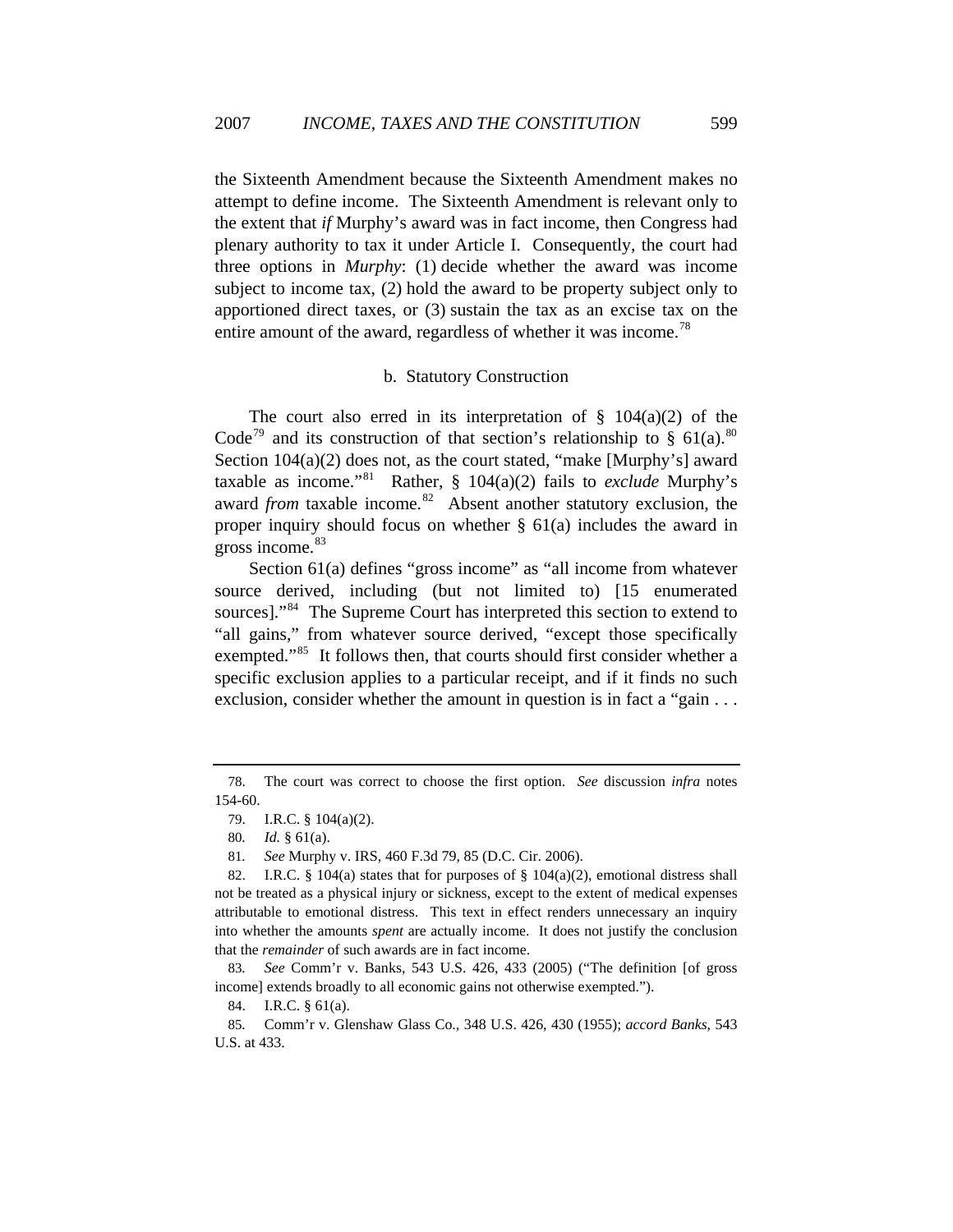the Sixteenth Amendment because the Sixteenth Amendment makes no attempt to define income. The Sixteenth Amendment is relevant only to the extent that *if* Murphy's award was in fact income, then Congress had plenary authority to tax it under Article I. Consequently, the court had three options in *Murphy*: (1) decide whether the award was income subject to income tax, (2) hold the award to be property subject only to apportioned direct taxes, or (3) sustain the tax as an excise tax on the entire amount of the award, regardless of whether it was income.[78]

### b. Statutory Construction

The court also erred in its interpretation of § 104(a)(2) of the Code[79] and its construction of that section's relationship to § 61(a).[80] Section 104(a)(2) does not, as the court stated, "make [Murphy's] award taxable as income."[81] Rather, § 104(a)(2) fails to *exclude* Murphy's award *from* taxable income.[82] Absent another statutory exclusion, the proper inquiry should focus on whether § 61(a) includes the award in gross income.[83]

Section 61(a) defines "gross income" as "all income from whatever source derived, including (but not limited to) [15 enumerated sources]."[84] The Supreme Court has interpreted this section to extend to "all gains," from whatever source derived, "except those specifically exempted."[85] It follows then, that courts should first consider whether a specific exclusion applies to a particular receipt, and if it finds no such exclusion, consider whether the amount in question is in fact a "gain . . .

---

78. The court was correct to choose the first option. *See* discussion *infra* notes 154-60.

79. I.R.C. § 104(a)(2).

80. *Id.* § 61(a).

81. *See* Murphy v. IRS, 460 F.3d 79, 85 (D.C. Cir. 2006).

82. I.R.C. § 104(a) states that for purposes of § 104(a)(2), emotional distress shall not be treated as a physical injury or sickness, except to the extent of medical expenses attributable to emotional distress. This text in effect renders unnecessary an inquiry into whether the amounts *spent* are actually income. It does not justify the conclusion that the *remainder* of such awards are in fact income.

83. *See* Comm'r v. Banks, 543 U.S. 426, 433 (2005) ("The definition [of gross income] extends broadly to all economic gains not otherwise exempted.").

84. I.R.C. § 61(a).

85. Comm'r v. Glenshaw Glass Co., 348 U.S. 426, 430 (1955); *accord Banks*, 543 U.S. at 433.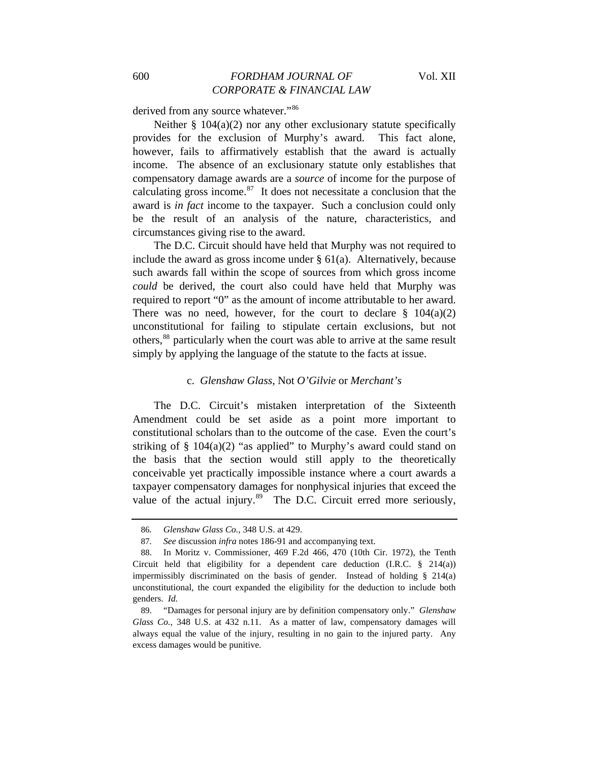derived from any source whatever."[86]

Neither § 104(a)(2) nor any other exclusionary statute specifically provides for the exclusion of Murphy's award. This fact alone, however, fails to affirmatively establish that the award is actually income. The absence of an exclusionary statute only establishes that compensatory damage awards are a *source* of income for the purpose of calculating gross income.[87] It does not necessitate a conclusion that the award is *in fact* income to the taxpayer. Such a conclusion could only be the result of an analysis of the nature, characteristics, and circumstances giving rise to the award.

The D.C. Circuit should have held that Murphy was not required to include the award as gross income under § 61(a). Alternatively, because such awards fall within the scope of sources from which gross income *could* be derived, the court also could have held that Murphy was required to report "0" as the amount of income attributable to her award. There was no need, however, for the court to declare § 104(a)(2) unconstitutional for failing to stipulate certain exclusions, but not others,[88] particularly when the court was able to arrive at the same result simply by applying the language of the statute to the facts at issue.

### c. *Glenshaw Glass*, Not *O'Gilvie* or *Merchant's*

The D.C. Circuit's mistaken interpretation of the Sixteenth Amendment could be set aside as a point more important to constitutional scholars than to the outcome of the case. Even the court's striking of § 104(a)(2) "as applied" to Murphy's award could stand on the basis that the section would still apply to the theoretically conceivable yet practically impossible instance where a court awards a taxpayer compensatory damages for nonphysical injuries that exceed the value of the actual injury.[89] The D.C. Circuit erred more seriously,

---

86. *Glenshaw Glass Co.*, 348 U.S. at 429.

87. *See* discussion *infra* notes 186-91 and accompanying text.

88. In Moritz v. Commissioner, 469 F.2d 466, 470 (10th Cir. 1972), the Tenth Circuit held that eligibility for a dependent care deduction (I.R.C. § 214(a)) impermissibly discriminated on the basis of gender. Instead of holding § 214(a) unconstitutional, the court expanded the eligibility for the deduction to include both genders. *Id.*

89. "Damages for personal injury are by definition compensatory only." *Glenshaw Glass Co.*, 348 U.S. at 432 n.11. As a matter of law, compensatory damages will always equal the value of the injury, resulting in no gain to the injured party. Any excess damages would be punitive.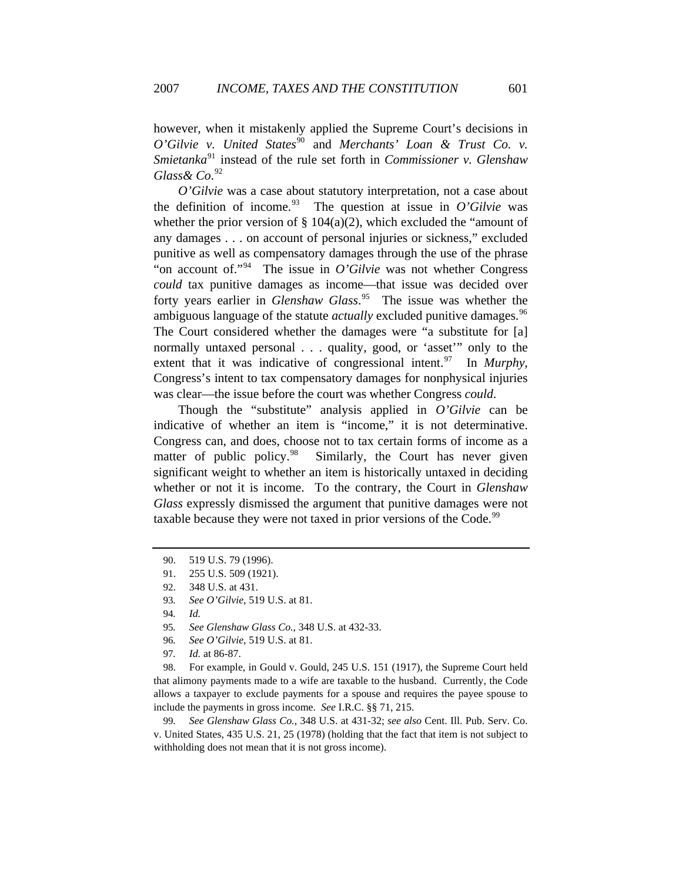however, when it mistakenly applied the Supreme Court's decisions in *O'Gilvie v. United States*[90] and *Merchants' Loan & Trust Co. v. Smietanka*[91] instead of the rule set forth in *Commissioner v. Glenshaw Glass& Co*.[92]

*O'Gilvie* was a case about statutory interpretation, not a case about the definition of income.[93] The question at issue in *O'Gilvie* was whether the prior version of § 104(a)(2), which excluded the "amount of any damages . . . on account of personal injuries or sickness," excluded punitive as well as compensatory damages through the use of the phrase "on account of."[94] The issue in *O'Gilvie* was not whether Congress *could* tax punitive damages as income—that issue was decided over forty years earlier in *Glenshaw Glass*.[95] The issue was whether the ambiguous language of the statute *actually* excluded punitive damages.[96] The Court considered whether the damages were "a substitute for [a] normally untaxed personal . . . quality, good, or 'asset'" only to the extent that it was indicative of congressional intent.[97] In *Murphy*, Congress's intent to tax compensatory damages for nonphysical injuries was clear—the issue before the court was whether Congress *could*.

Though the "substitute" analysis applied in *O'Gilvie* can be indicative of whether an item is "income," it is not determinative. Congress can, and does, choose not to tax certain forms of income as a matter of public policy.[98] Similarly, the Court has never given significant weight to whether an item is historically untaxed in deciding whether or not it is income. To the contrary, the Court in *Glenshaw Glass* expressly dismissed the argument that punitive damages were not taxable because they were not taxed in prior versions of the Code.[99]

---

90. 519 U.S. 79 (1996).

91. 255 U.S. 509 (1921).

92. 348 U.S. at 431.

93. *See O'Gilvie*, 519 U.S. at 81.

94. *Id.*

95. *See Glenshaw Glass Co.*, 348 U.S. at 432-33.

96. *See O'Gilvie*, 519 U.S. at 81.

97. *Id.* at 86-87.

98. For example, in Gould v. Gould, 245 U.S. 151 (1917), the Supreme Court held that alimony payments made to a wife are taxable to the husband. Currently, the Code allows a taxpayer to exclude payments for a spouse and requires the payee spouse to include the payments in gross income. *See* I.R.C. §§ 71, 215.

99. *See Glenshaw Glass Co.*, 348 U.S. at 431-32; *see also* Cent. Ill. Pub. Serv. Co. v. United States, 435 U.S. 21, 25 (1978) (holding that the fact that item is not subject to withholding does not mean that it is not gross income).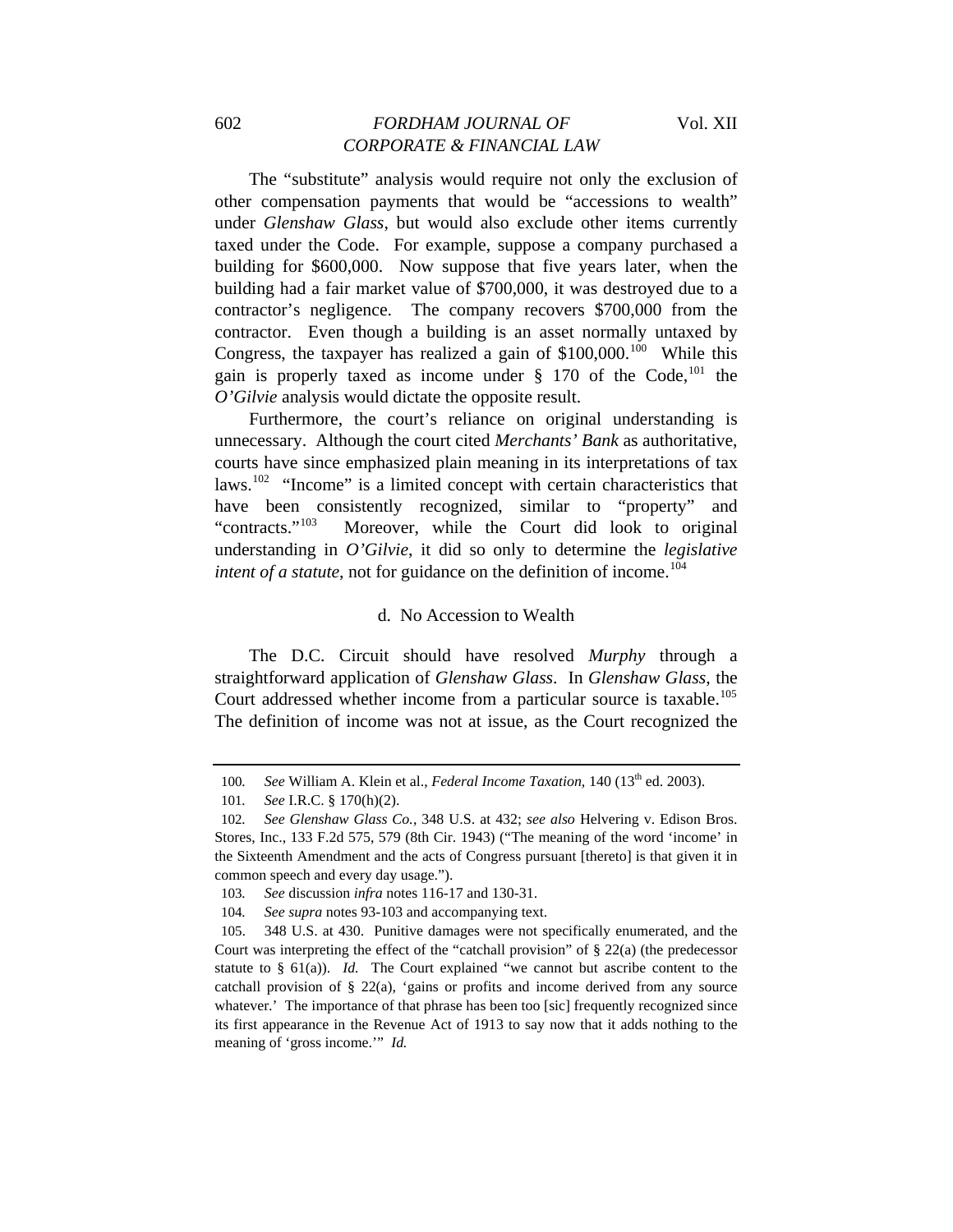The "substitute" analysis would require not only the exclusion of other compensation payments that would be "accessions to wealth" under *Glenshaw Glass*, but would also exclude other items currently taxed under the Code. For example, suppose a company purchased a building for $600,000. Now suppose that five years later, when the building had a fair market value of $700,000, it was destroyed due to a contractor's negligence. The company recovers $700,000 from the contractor. Even though a building is an asset normally untaxed by Congress, the taxpayer has realized a gain of $100,000.[100] While this gain is properly taxed as income under § 170 of the Code,[101] the *O'Gilvie* analysis would dictate the opposite result.

Furthermore, the court's reliance on original understanding is unnecessary. Although the court cited *Merchants' Bank* as authoritative, courts have since emphasized plain meaning in its interpretations of tax laws.[102] "Income" is a limited concept with certain characteristics that have been consistently recognized, similar to "property" and "contracts."[103] Moreover, while the Court did look to original understanding in *O'Gilvie*, it did so only to determine the *legislative intent of a statute*, not for guidance on the definition of income.[104]

d. No Accession to Wealth

The D.C. Circuit should have resolved *Murphy* through a straightforward application of *Glenshaw Glass*. In *Glenshaw Glass*, the Court addressed whether income from a particular source is taxable.[105] The definition of income was not at issue, as the Court recognized the

---

100. *See* William A. Klein et al., *Federal Income Taxation*, 140 (13th ed. 2003).

101. *See* I.R.C. § 170(h)(2).

102. *See Glenshaw Glass Co.*, 348 U.S. at 432; *see also* Helvering v. Edison Bros. Stores, Inc., 133 F.2d 575, 579 (8th Cir. 1943) ("The meaning of the word 'income' in the Sixteenth Amendment and the acts of Congress pursuant [thereto] is that given it in common speech and every day usage.").

103. *See* discussion *infra* notes 116-17 and 130-31.

104. *See supra* notes 93-103 and accompanying text.

105. 348 U.S. at 430. Punitive damages were not specifically enumerated, and the Court was interpreting the effect of the "catchall provision" of § 22(a) (the predecessor statute to § 61(a)). *Id.* The Court explained "we cannot but ascribe content to the catchall provision of § 22(a), 'gains or profits and income derived from any source whatever.' The importance of that phrase has been too [sic] frequently recognized since its first appearance in the Revenue Act of 1913 to say now that it adds nothing to the meaning of 'gross income.'" *Id.*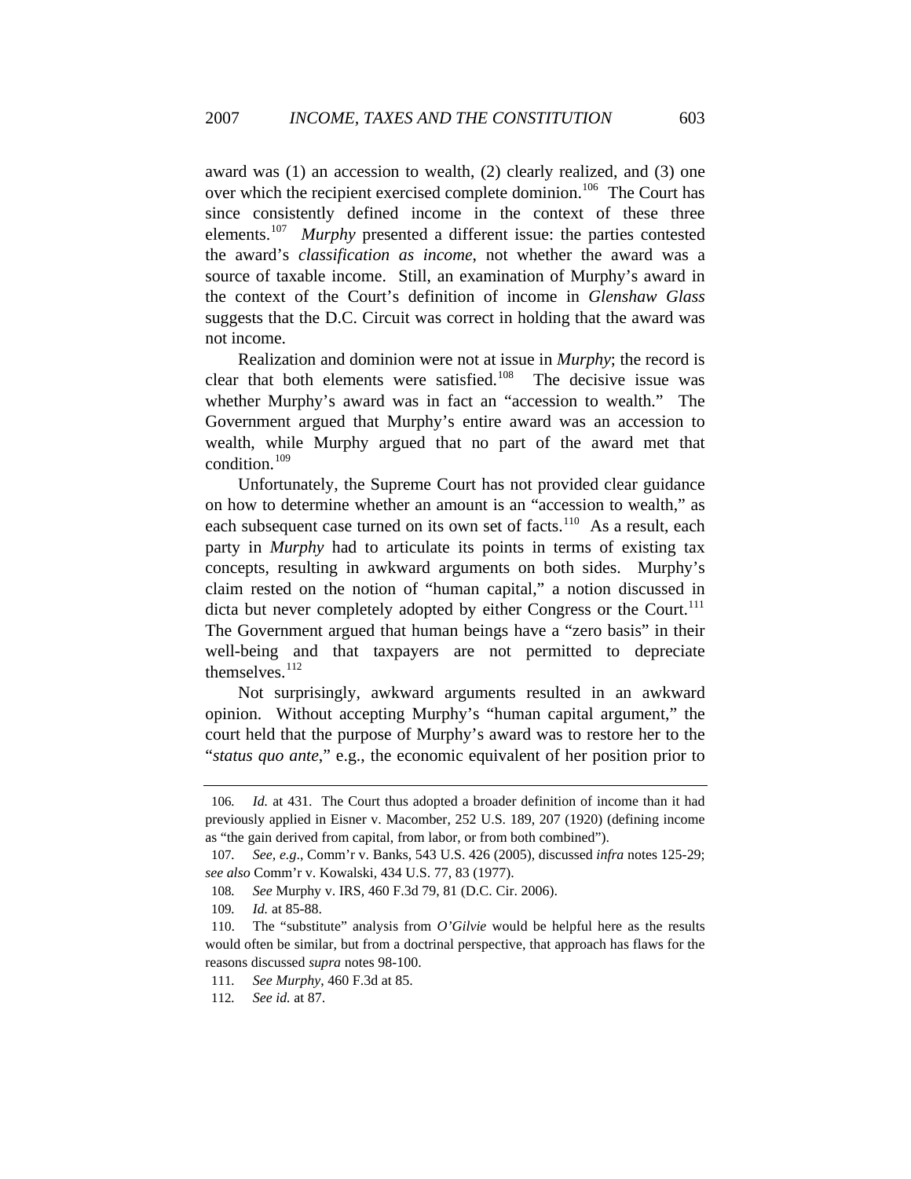award was (1) an accession to wealth, (2) clearly realized, and (3) one over which the recipient exercised complete dominion.[106] The Court has since consistently defined income in the context of these three elements.[107] *Murphy* presented a different issue: the parties contested the award's *classification as income*, not whether the award was a source of taxable income. Still, an examination of Murphy's award in the context of the Court's definition of income in *Glenshaw Glass* suggests that the D.C. Circuit was correct in holding that the award was not income.

Realization and dominion were not at issue in *Murphy*; the record is clear that both elements were satisfied.[108] The decisive issue was whether Murphy's award was in fact an "accession to wealth." The Government argued that Murphy's entire award was an accession to wealth, while Murphy argued that no part of the award met that condition.[109]

Unfortunately, the Supreme Court has not provided clear guidance on how to determine whether an amount is an "accession to wealth," as each subsequent case turned on its own set of facts.[110] As a result, each party in *Murphy* had to articulate its points in terms of existing tax concepts, resulting in awkward arguments on both sides. Murphy's claim rested on the notion of "human capital," a notion discussed in dicta but never completely adopted by either Congress or the Court.[111] The Government argued that human beings have a "zero basis" in their well-being and that taxpayers are not permitted to depreciate themselves.[112]

Not surprisingly, awkward arguments resulted in an awkward opinion. Without accepting Murphy's "human capital argument," the court held that the purpose of Murphy's award was to restore her to the "*status quo ante*," e.g., the economic equivalent of her position prior to

---

106. *Id.* at 431. The Court thus adopted a broader definition of income than it had previously applied in Eisner v. Macomber, 252 U.S. 189, 207 (1920) (defining income as "the gain derived from capital, from labor, or from both combined").

107. *See, e.g.*, Comm'r v. Banks, 543 U.S. 426 (2005), discussed *infra* notes 125-29; *see also* Comm'r v. Kowalski, 434 U.S. 77, 83 (1977).

108. *See* Murphy v. IRS, 460 F.3d 79, 81 (D.C. Cir. 2006).

109. *Id.* at 85-88.

110. The "substitute" analysis from *O'Gilvie* would be helpful here as the results would often be similar, but from a doctrinal perspective, that approach has flaws for the reasons discussed *supra* notes 98-100.

111. *See Murphy*, 460 F.3d at 85.

112. *See id.* at 87.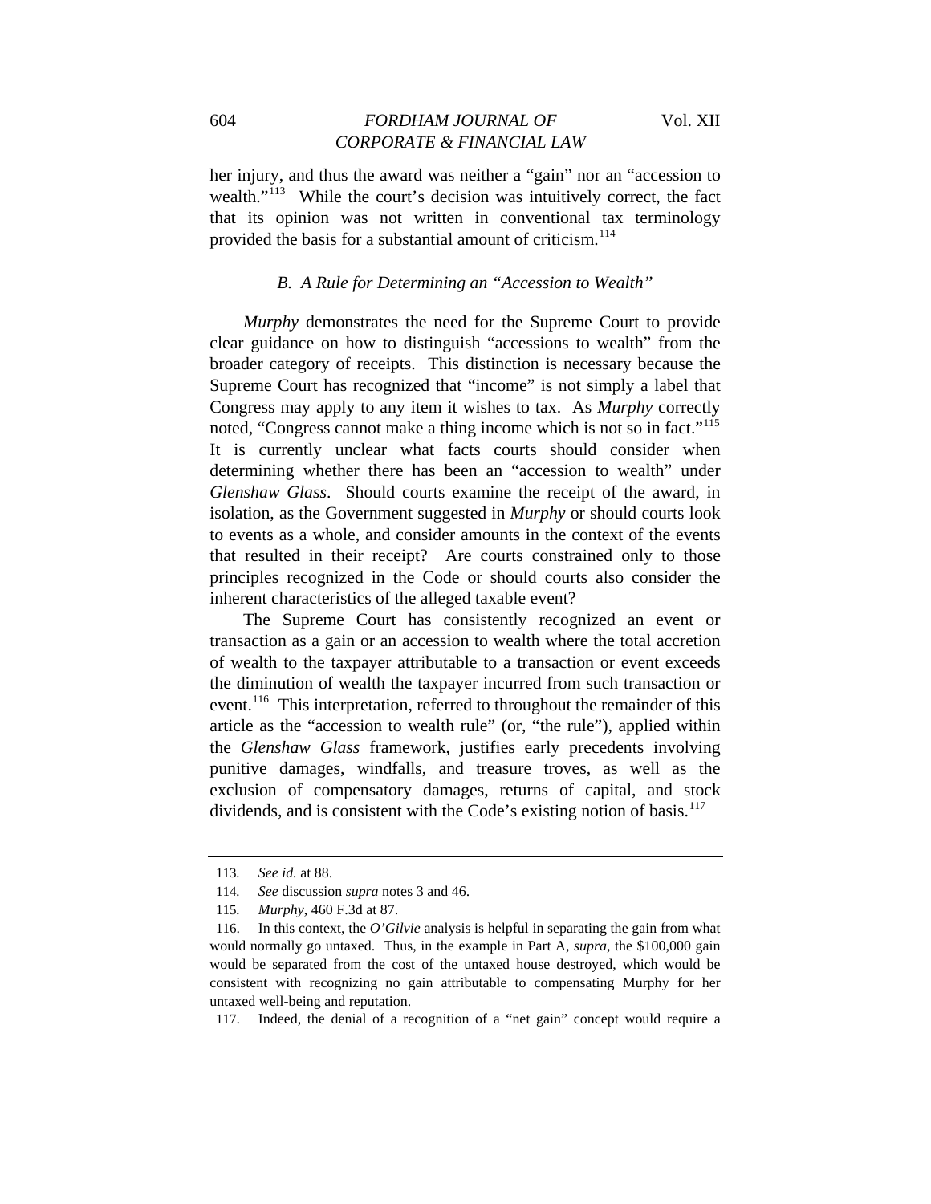her injury, and thus the award was neither a "gain" nor an "accession to wealth."[113] While the court's decision was intuitively correct, the fact that its opinion was not written in conventional tax terminology provided the basis for a substantial amount of criticism.[114]

### B. A Rule for Determining an "Accession to Wealth"

*Murphy* demonstrates the need for the Supreme Court to provide clear guidance on how to distinguish "accessions to wealth" from the broader category of receipts. This distinction is necessary because the Supreme Court has recognized that "income" is not simply a label that Congress may apply to any item it wishes to tax. As *Murphy* correctly noted, "Congress cannot make a thing income which is not so in fact."[115] It is currently unclear what facts courts should consider when determining whether there has been an "accession to wealth" under *Glenshaw Glass*. Should courts examine the receipt of the award, in isolation, as the Government suggested in *Murphy* or should courts look to events as a whole, and consider amounts in the context of the events that resulted in their receipt? Are courts constrained only to those principles recognized in the Code or should courts also consider the inherent characteristics of the alleged taxable event?

The Supreme Court has consistently recognized an event or transaction as a gain or an accession to wealth where the total accretion of wealth to the taxpayer attributable to a transaction or event exceeds the diminution of wealth the taxpayer incurred from such transaction or event.[116] This interpretation, referred to throughout the remainder of this article as the "accession to wealth rule" (or, "the rule"), applied within the *Glenshaw Glass* framework, justifies early precedents involving punitive damages, windfalls, and treasure troves, as well as the exclusion of compensatory damages, returns of capital, and stock dividends, and is consistent with the Code's existing notion of basis.[117]

---

113. *See id.* at 88.

114. *See* discussion *supra* notes 3 and 46.

115. *Murphy*, 460 F.3d at 87.

116. In this context, the *O'Gilvie* analysis is helpful in separating the gain from what would normally go untaxed. Thus, in the example in Part A, *supra*, the $100,000 gain would be separated from the cost of the untaxed house destroyed, which would be consistent with recognizing no gain attributable to compensating Murphy for her untaxed well-being and reputation.

117. Indeed, the denial of a recognition of a "net gain" concept would require a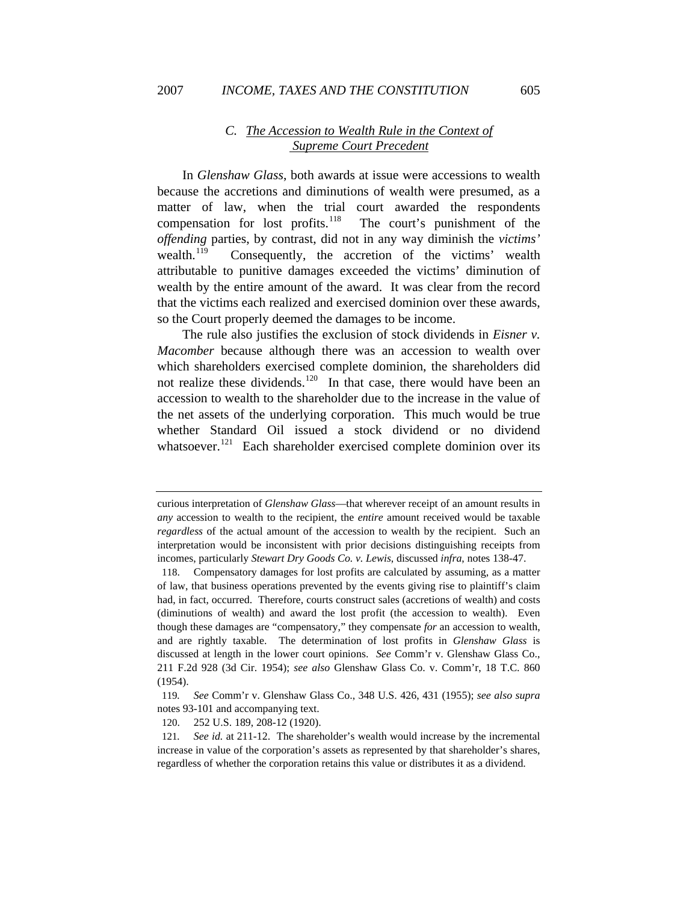### C. The Accession to Wealth Rule in the Context of Supreme Court Precedent

In *Glenshaw Glass*, both awards at issue were accessions to wealth because the accretions and diminutions of wealth were presumed, as a matter of law, when the trial court awarded the respondents compensation for lost profits.[118] The court's punishment of the *offending* parties, by contrast, did not in any way diminish the *victims'* wealth.[119] Consequently, the accretion of the victims' wealth attributable to punitive damages exceeded the victims' diminution of wealth by the entire amount of the award. It was clear from the record that the victims each realized and exercised dominion over these awards, so the Court properly deemed the damages to be income.

The rule also justifies the exclusion of stock dividends in *Eisner v. Macomber* because although there was an accession to wealth over which shareholders exercised complete dominion, the shareholders did not realize these dividends.[120] In that case, there would have been an accession to wealth to the shareholder due to the increase in the value of the net assets of the underlying corporation. This much would be true whether Standard Oil issued a stock dividend or no dividend whatsoever.[121] Each shareholder exercised complete dominion over its

---

curious interpretation of *Glenshaw Glass*—that wherever receipt of an amount results in *any* accession to wealth to the recipient, the *entire* amount received would be taxable *regardless* of the actual amount of the accession to wealth by the recipient. Such an interpretation would be inconsistent with prior decisions distinguishing receipts from incomes, particularly *Stewart Dry Goods Co. v. Lewis*, discussed *infra*, notes 138-47.

118. Compensatory damages for lost profits are calculated by assuming, as a matter of law, that business operations prevented by the events giving rise to plaintiff's claim had, in fact, occurred. Therefore, courts construct sales (accretions of wealth) and costs (diminutions of wealth) and award the lost profit (the accession to wealth). Even though these damages are "compensatory," they compensate *for* an accession to wealth, and are rightly taxable. The determination of lost profits in *Glenshaw Glass* is discussed at length in the lower court opinions. *See* Comm'r v. Glenshaw Glass Co., 211 F.2d 928 (3d Cir. 1954); *see also* Glenshaw Glass Co. v. Comm'r, 18 T.C. 860 (1954).

119. *See* Comm'r v. Glenshaw Glass Co., 348 U.S. 426, 431 (1955); *see also supra* notes 93-101 and accompanying text.

120. 252 U.S. 189, 208-12 (1920).

121. *See id.* at 211-12. The shareholder's wealth would increase by the incremental increase in value of the corporation's assets as represented by that shareholder's shares, regardless of whether the corporation retains this value or distributes it as a dividend.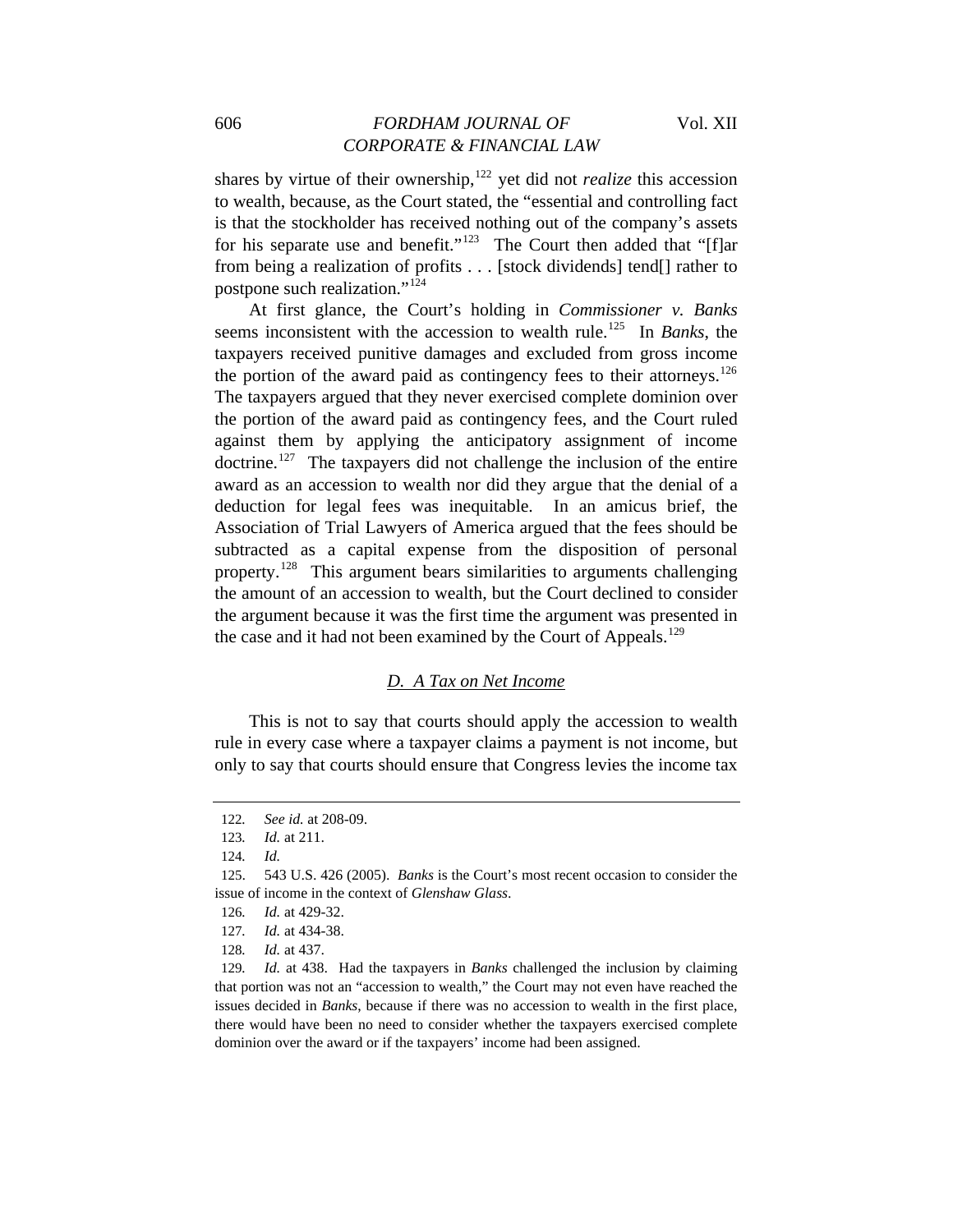shares by virtue of their ownership,[122] yet did not *realize* this accession to wealth, because, as the Court stated, the "essential and controlling fact is that the stockholder has received nothing out of the company's assets for his separate use and benefit."[123] The Court then added that "[f]ar from being a realization of profits . . . [stock dividends] tend[] rather to postpone such realization."[124]

At first glance, the Court's holding in *Commissioner v. Banks* seems inconsistent with the accession to wealth rule.[125] In *Banks*, the taxpayers received punitive damages and excluded from gross income the portion of the award paid as contingency fees to their attorneys.[126] The taxpayers argued that they never exercised complete dominion over the portion of the award paid as contingency fees, and the Court ruled against them by applying the anticipatory assignment of income doctrine.[127] The taxpayers did not challenge the inclusion of the entire award as an accession to wealth nor did they argue that the denial of a deduction for legal fees was inequitable. In an amicus brief, the Association of Trial Lawyers of America argued that the fees should be subtracted as a capital expense from the disposition of personal property.[128] This argument bears similarities to arguments challenging the amount of an accession to wealth, but the Court declined to consider the argument because it was the first time the argument was presented in the case and it had not been examined by the Court of Appeals.[129]

### D. A Tax on Net Income

This is not to say that courts should apply the accession to wealth rule in every case where a taxpayer claims a payment is not income, but only to say that courts should ensure that Congress levies the income tax

---

122. *See id.* at 208-09.

123. *Id.* at 211.

124. *Id.*

125. 543 U.S. 426 (2005). *Banks* is the Court's most recent occasion to consider the issue of income in the context of *Glenshaw Glass*.

126. *Id.* at 429-32.

127. *Id.* at 434-38.

128. *Id.* at 437.

129. *Id.* at 438. Had the taxpayers in *Banks* challenged the inclusion by claiming that portion was not an "accession to wealth," the Court may not even have reached the issues decided in *Banks*, because if there was no accession to wealth in the first place, there would have been no need to consider whether the taxpayers exercised complete dominion over the award or if the taxpayers' income had been assigned.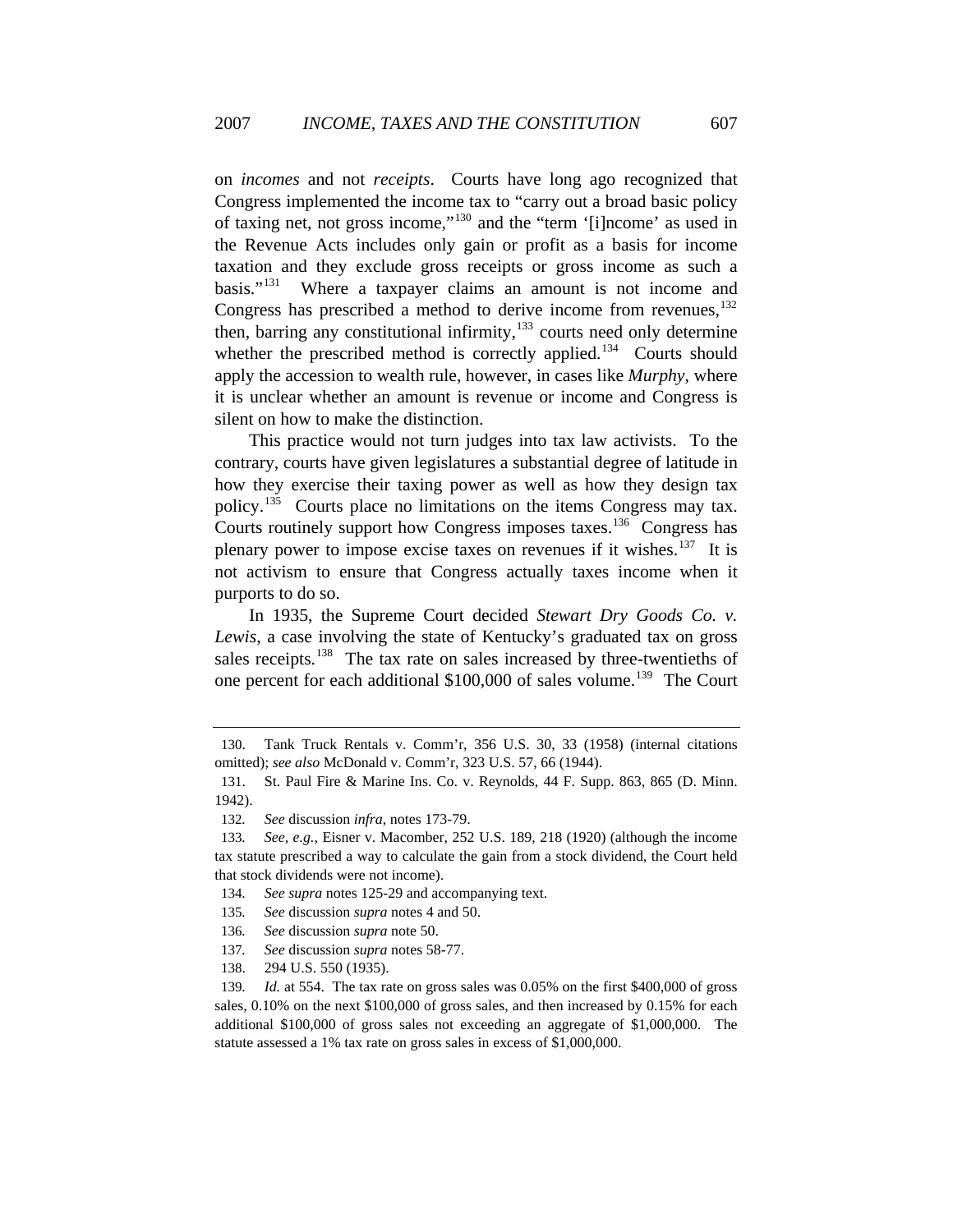on *incomes* and not *receipts*. Courts have long ago recognized that Congress implemented the income tax to "carry out a broad basic policy of taxing net, not gross income,"[130] and the "term '[i]ncome' as used in the Revenue Acts includes only gain or profit as a basis for income taxation and they exclude gross receipts or gross income as such a basis."[131] Where a taxpayer claims an amount is not income and Congress has prescribed a method to derive income from revenues,[132] then, barring any constitutional infirmity,[133] courts need only determine whether the prescribed method is correctly applied.[134] Courts should apply the accession to wealth rule, however, in cases like *Murphy*, where it is unclear whether an amount is revenue or income and Congress is silent on how to make the distinction.

This practice would not turn judges into tax law activists. To the contrary, courts have given legislatures a substantial degree of latitude in how they exercise their taxing power as well as how they design tax policy.[135] Courts place no limitations on the items Congress may tax. Courts routinely support how Congress imposes taxes.[136] Congress has plenary power to impose excise taxes on revenues if it wishes.[137] It is not activism to ensure that Congress actually taxes income when it purports to do so.

In 1935, the Supreme Court decided *Stewart Dry Goods Co. v. Lewis*, a case involving the state of Kentucky's graduated tax on gross sales receipts.[138] The tax rate on sales increased by three-twentieths of one percent for each additional $100,000 of sales volume.[139] The Court

---

130. Tank Truck Rentals v. Comm'r, 356 U.S. 30, 33 (1958) (internal citations omitted); *see also* McDonald v. Comm'r, 323 U.S. 57, 66 (1944).

131. St. Paul Fire & Marine Ins. Co. v. Reynolds, 44 F. Supp. 863, 865 (D. Minn. 1942).

132. *See* discussion *infra*, notes 173-79.

133. *See, e.g.*, Eisner v. Macomber, 252 U.S. 189, 218 (1920) (although the income tax statute prescribed a way to calculate the gain from a stock dividend, the Court held that stock dividends were not income).

134. *See supra* notes 125-29 and accompanying text.

135. *See* discussion *supra* notes 4 and 50.

136. *See* discussion *supra* note 50.

137. *See* discussion *supra* notes 58-77.

138. 294 U.S. 550 (1935).

139. *Id.* at 554. The tax rate on gross sales was 0.05% on the first $400,000 of gross sales, 0.10% on the next $100,000 of gross sales, and then increased by 0.15% for each additional $100,000 of gross sales not exceeding an aggregate of $1,000,000. The statute assessed a 1% tax rate on gross sales in excess of $1,000,000.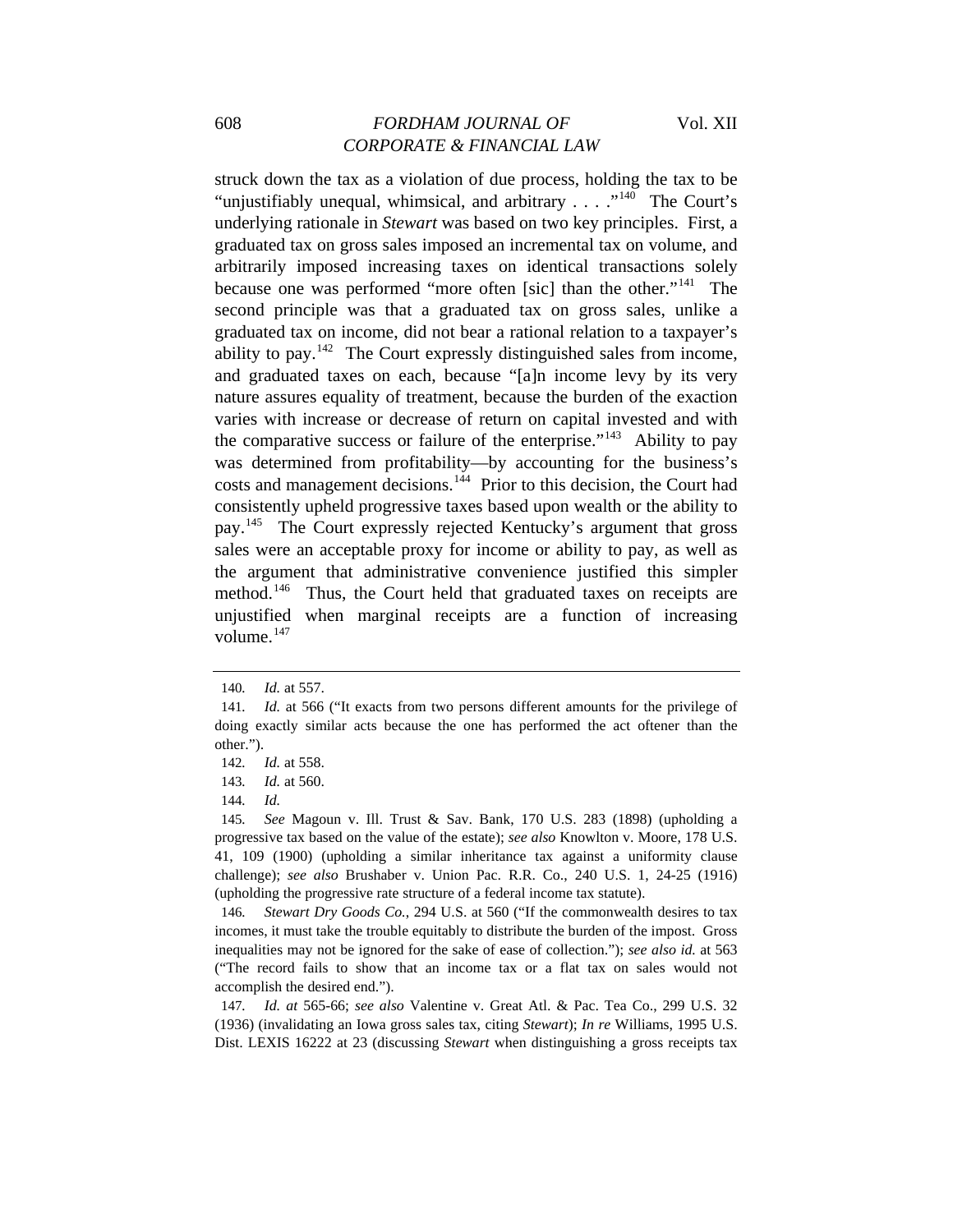struck down the tax as a violation of due process, holding the tax to be "unjustifiably unequal, whimsical, and arbitrary . . . ."[140] The Court's underlying rationale in *Stewart* was based on two key principles. First, a graduated tax on gross sales imposed an incremental tax on volume, and arbitrarily imposed increasing taxes on identical transactions solely because one was performed "more often [sic] than the other."[141] The second principle was that a graduated tax on gross sales, unlike a graduated tax on income, did not bear a rational relation to a taxpayer's ability to pay.[142] The Court expressly distinguished sales from income, and graduated taxes on each, because "[a]n income levy by its very nature assures equality of treatment, because the burden of the exaction varies with increase or decrease of return on capital invested and with the comparative success or failure of the enterprise."[143] Ability to pay was determined from profitability—by accounting for the business's costs and management decisions.[144] Prior to this decision, the Court had consistently upheld progressive taxes based upon wealth or the ability to pay.[145] The Court expressly rejected Kentucky's argument that gross sales were an acceptable proxy for income or ability to pay, as well as the argument that administrative convenience justified this simpler method.[146] Thus, the Court held that graduated taxes on receipts are unjustified when marginal receipts are a function of increasing volume.[147]

---

140. *Id.* at 557.

141. *Id.* at 566 ("It exacts from two persons different amounts for the privilege of doing exactly similar acts because the one has performed the act oftener than the other.").

142. *Id.* at 558.

143. *Id.* at 560.

144. *Id.*

145. *See* Magoun v. Ill. Trust & Sav. Bank, 170 U.S. 283 (1898) (upholding a progressive tax based on the value of the estate); *see also* Knowlton v. Moore, 178 U.S. 41, 109 (1900) (upholding a similar inheritance tax against a uniformity clause challenge); *see also* Brushaber v. Union Pac. R.R. Co., 240 U.S. 1, 24-25 (1916) (upholding the progressive rate structure of a federal income tax statute).

146. *Stewart Dry Goods Co.*, 294 U.S. at 560 ("If the commonwealth desires to tax incomes, it must take the trouble equitably to distribute the burden of the impost. Gross inequalities may not be ignored for the sake of ease of collection."); *see also id.* at 563 ("The record fails to show that an income tax or a flat tax on sales would not accomplish the desired end.").

147. *Id. at* 565-66; *see also* Valentine v. Great Atl. & Pac. Tea Co., 299 U.S. 32 (1936) (invalidating an Iowa gross sales tax, citing *Stewart*); *In re* Williams, 1995 U.S. Dist. LEXIS 16222 at 23 (discussing *Stewart* when distinguishing a gross receipts tax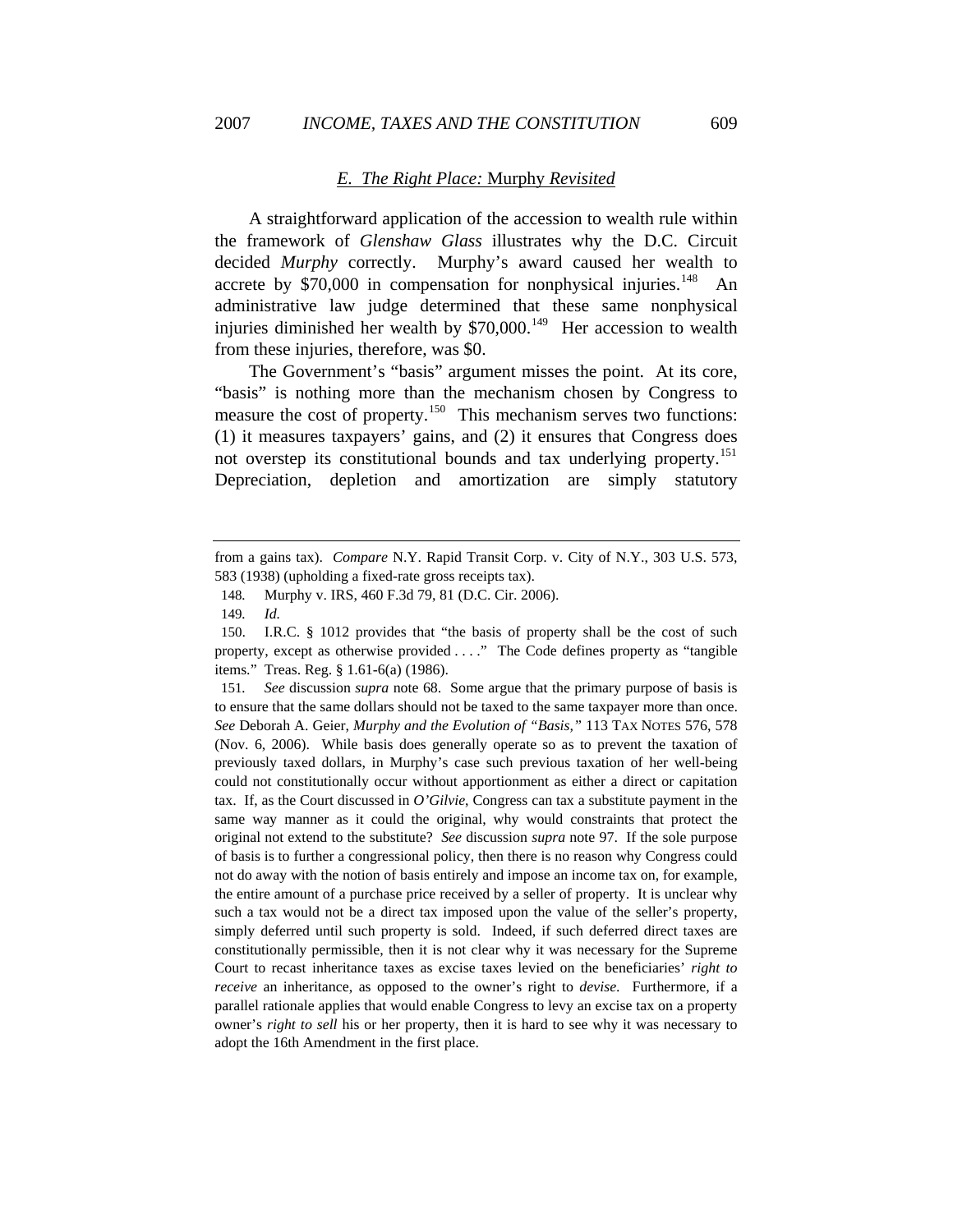### *E. The Right Place:* Murphy *Revisited*

A straightforward application of the accession to wealth rule within the framework of *Glenshaw Glass* illustrates why the D.C. Circuit decided *Murphy* correctly. Murphy's award caused her wealth to accrete by $70,000 in compensation for nonphysical injuries.[148] An administrative law judge determined that these same nonphysical injuries diminished her wealth by $70,000.[149] Her accession to wealth from these injuries, therefore, was $0.

The Government's "basis" argument misses the point. At its core, "basis" is nothing more than the mechanism chosen by Congress to measure the cost of property.[150] This mechanism serves two functions: (1) it measures taxpayers' gains, and (2) it ensures that Congress does not overstep its constitutional bounds and tax underlying property.[151] Depreciation, depletion and amortization are simply statutory

---

from a gains tax). *Compare* N.Y. Rapid Transit Corp. v. City of N.Y., 303 U.S. 573, 583 (1938) (upholding a fixed-rate gross receipts tax).

148. Murphy v. IRS, 460 F.3d 79, 81 (D.C. Cir. 2006).

149. *Id.*

150. I.R.C. § 1012 provides that "the basis of property shall be the cost of such property, except as otherwise provided . . . ." The Code defines property as "tangible items." Treas. Reg. § 1.61-6(a) (1986).

151. *See* discussion *supra* note 68. Some argue that the primary purpose of basis is to ensure that the same dollars should not be taxed to the same taxpayer more than once. *See* Deborah A. Geier, *Murphy and the Evolution of "Basis,"* 113 TAX NOTES 576, 578 (Nov. 6, 2006). While basis does generally operate so as to prevent the taxation of previously taxed dollars, in Murphy's case such previous taxation of her well-being could not constitutionally occur without apportionment as either a direct or capitation tax. If, as the Court discussed in *O'Gilvie*, Congress can tax a substitute payment in the same way manner as it could the original, why would constraints that protect the original not extend to the substitute? *See* discussion *supra* note 97. If the sole purpose of basis is to further a congressional policy, then there is no reason why Congress could not do away with the notion of basis entirely and impose an income tax on, for example, the entire amount of a purchase price received by a seller of property. It is unclear why such a tax would not be a direct tax imposed upon the value of the seller's property, simply deferred until such property is sold. Indeed, if such deferred direct taxes are constitutionally permissible, then it is not clear why it was necessary for the Supreme Court to recast inheritance taxes as excise taxes levied on the beneficiaries' *right to receive* an inheritance, as opposed to the owner's right to *devise*. Furthermore, if a parallel rationale applies that would enable Congress to levy an excise tax on a property owner's *right to sell* his or her property, then it is hard to see why it was necessary to adopt the 16th Amendment in the first place.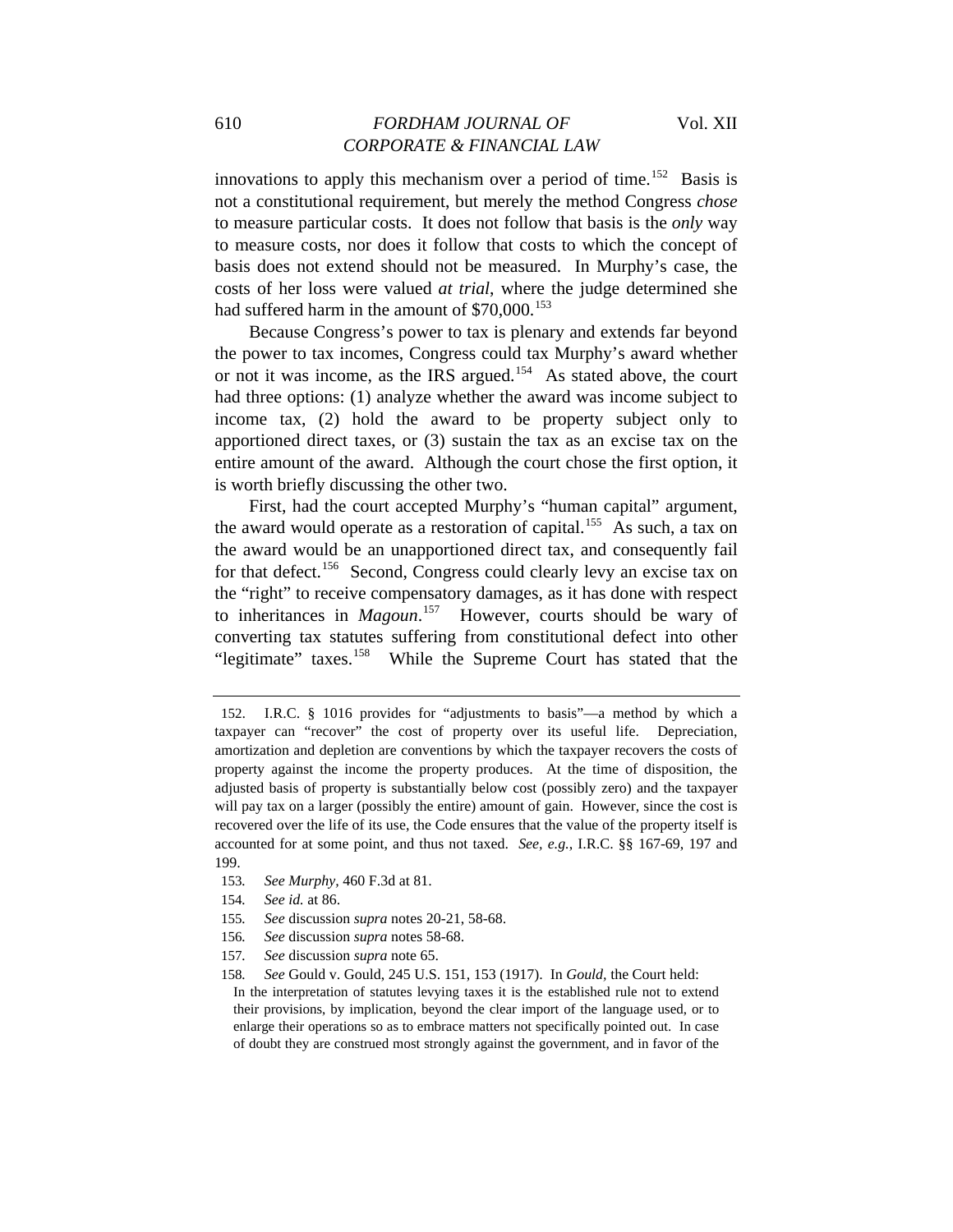innovations to apply this mechanism over a period of time.[152] Basis is not a constitutional requirement, but merely the method Congress *chose* to measure particular costs. It does not follow that basis is the *only* way to measure costs, nor does it follow that costs to which the concept of basis does not extend should not be measured. In Murphy's case, the costs of her loss were valued *at trial*, where the judge determined she had suffered harm in the amount of $70,000.[153]

Because Congress's power to tax is plenary and extends far beyond the power to tax incomes, Congress could tax Murphy's award whether or not it was income, as the IRS argued.[154] As stated above, the court had three options: (1) analyze whether the award was income subject to income tax, (2) hold the award to be property subject only to apportioned direct taxes, or (3) sustain the tax as an excise tax on the entire amount of the award. Although the court chose the first option, it is worth briefly discussing the other two.

First, had the court accepted Murphy's "human capital" argument, the award would operate as a restoration of capital.[155] As such, a tax on the award would be an unapportioned direct tax, and consequently fail for that defect.[156] Second, Congress could clearly levy an excise tax on the "right" to receive compensatory damages, as it has done with respect to inheritances in *Magoun*.[157] However, courts should be wary of converting tax statutes suffering from constitutional defect into other "legitimate" taxes.[158] While the Supreme Court has stated that the

---

152. I.R.C. § 1016 provides for "adjustments to basis"—a method by which a taxpayer can "recover" the cost of property over its useful life. Depreciation, amortization and depletion are conventions by which the taxpayer recovers the costs of property against the income the property produces. At the time of disposition, the adjusted basis of property is substantially below cost (possibly zero) and the taxpayer will pay tax on a larger (possibly the entire) amount of gain. However, since the cost is recovered over the life of its use, the Code ensures that the value of the property itself is accounted for at some point, and thus not taxed. *See, e.g.,* I.R.C. §§ 167-69, 197 and 199.

153. *See Murphy*, 460 F.3d at 81.

154. *See id.* at 86.

155. *See* discussion *supra* notes 20-21, 58-68.

156. *See* discussion *supra* notes 58-68.

157. *See* discussion *supra* note 65.

158. *See* Gould v. Gould, 245 U.S. 151, 153 (1917). In *Gould*, the Court held:

> In the interpretation of statutes levying taxes it is the established rule not to extend their provisions, by implication, beyond the clear import of the language used, or to enlarge their operations so as to embrace matters not specifically pointed out. In case of doubt they are construed most strongly against the government, and in favor of the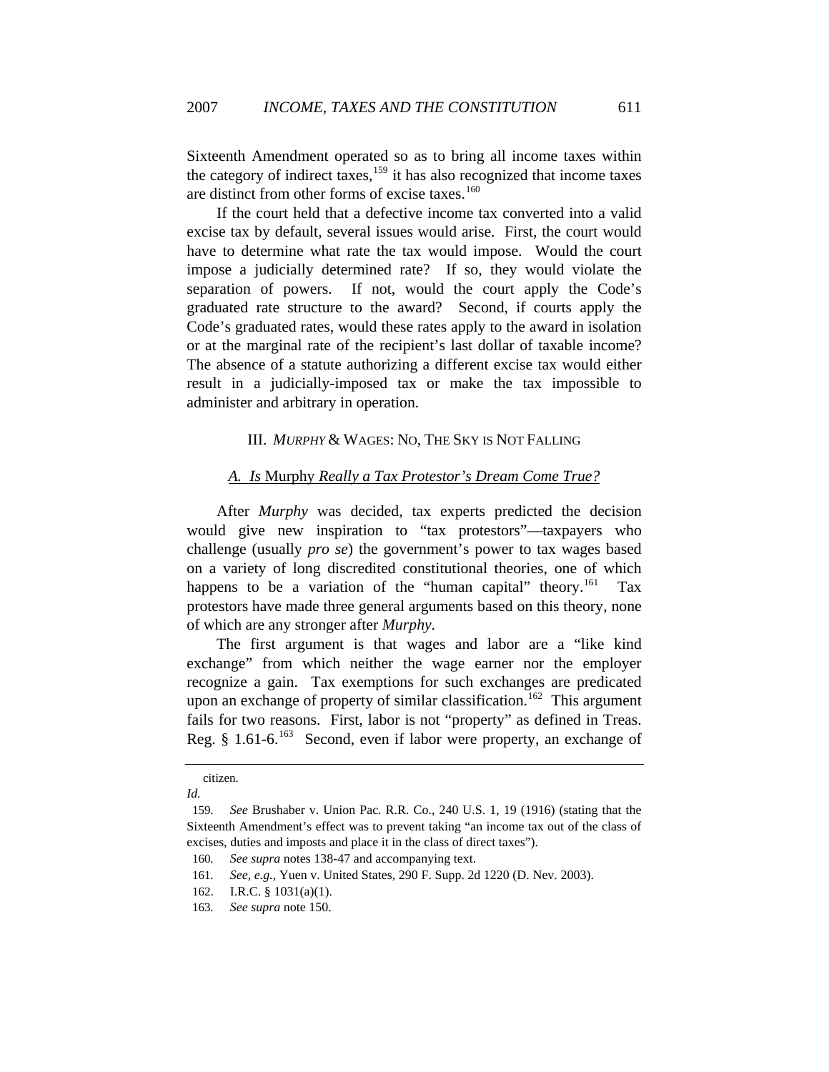Sixteenth Amendment operated so as to bring all income taxes within the category of indirect taxes,[159] it has also recognized that income taxes are distinct from other forms of excise taxes.[160]

If the court held that a defective income tax converted into a valid excise tax by default, several issues would arise. First, the court would have to determine what rate the tax would impose. Would the court impose a judicially determined rate? If so, they would violate the separation of powers. If not, would the court apply the Code's graduated rate structure to the award? Second, if courts apply the Code's graduated rates, would these rates apply to the award in isolation or at the marginal rate of the recipient's last dollar of taxable income? The absence of a statute authorizing a different excise tax would either result in a judicially-imposed tax or make the tax impossible to administer and arbitrary in operation.

## III. *MURPHY* & WAGES: NO, THE SKY IS NOT FALLING

### *A. Is* Murphy *Really a Tax Protestor's Dream Come True?*

After *Murphy* was decided, tax experts predicted the decision would give new inspiration to "tax protestors"—taxpayers who challenge (usually *pro se*) the government's power to tax wages based on a variety of long discredited constitutional theories, one of which happens to be a variation of the "human capital" theory.[161] Tax protestors have made three general arguments based on this theory, none of which are any stronger after *Murphy*.

The first argument is that wages and labor are a "like kind exchange" from which neither the wage earner nor the employer recognize a gain. Tax exemptions for such exchanges are predicated upon an exchange of property of similar classification.[162] This argument fails for two reasons. First, labor is not "property" as defined in Treas. Reg. § 1.61-6.[163] Second, even if labor were property, an exchange of

---

citizen.

*Id.*

159. *See* Brushaber v. Union Pac. R.R. Co., 240 U.S. 1, 19 (1916) (stating that the Sixteenth Amendment's effect was to prevent taking "an income tax out of the class of excises, duties and imposts and place it in the class of direct taxes").

160. *See supra* notes 138-47 and accompanying text.

161. *See, e.g.*, Yuen v. United States, 290 F. Supp. 2d 1220 (D. Nev. 2003).

162. I.R.C. § 1031(a)(1).

163. *See supra* note 150.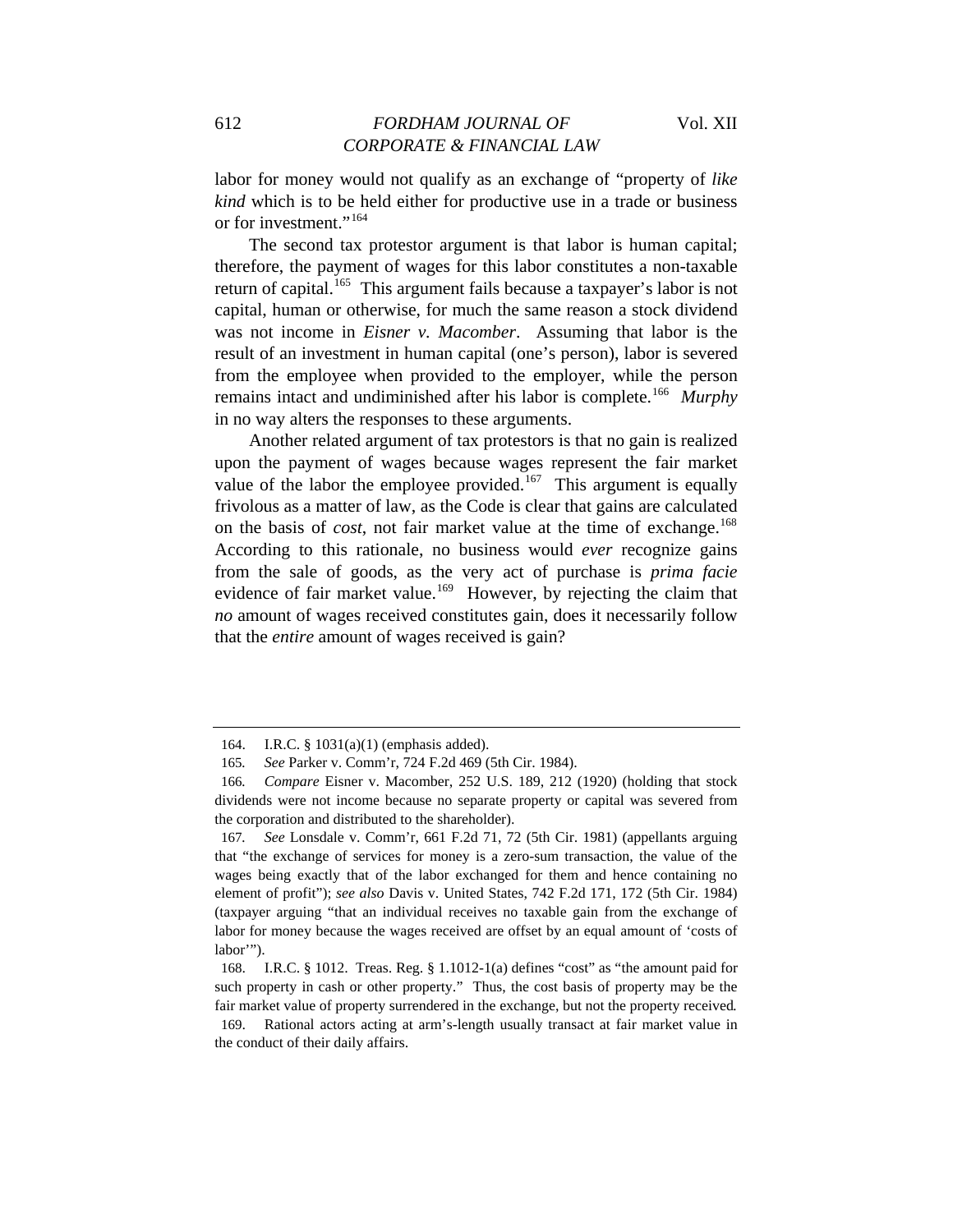labor for money would not qualify as an exchange of "property of *like kind* which is to be held either for productive use in a trade or business or for investment."[164]

The second tax protestor argument is that labor is human capital; therefore, the payment of wages for this labor constitutes a non-taxable return of capital.[165] This argument fails because a taxpayer's labor is not capital, human or otherwise, for much the same reason a stock dividend was not income in *Eisner v. Macomber*. Assuming that labor is the result of an investment in human capital (one's person), labor is severed from the employee when provided to the employer, while the person remains intact and undiminished after his labor is complete.[166] *Murphy* in no way alters the responses to these arguments.

Another related argument of tax protestors is that no gain is realized upon the payment of wages because wages represent the fair market value of the labor the employee provided.[167] This argument is equally frivolous as a matter of law, as the Code is clear that gains are calculated on the basis of *cost*, not fair market value at the time of exchange.[168] According to this rationale, no business would *ever* recognize gains from the sale of goods, as the very act of purchase is *prima facie* evidence of fair market value.[169] However, by rejecting the claim that *no* amount of wages received constitutes gain, does it necessarily follow that the *entire* amount of wages received is gain?

---

164. I.R.C. § 1031(a)(1) (emphasis added).

165. *See* Parker v. Comm'r, 724 F.2d 469 (5th Cir. 1984).

166. *Compare* Eisner v. Macomber, 252 U.S. 189, 212 (1920) (holding that stock dividends were not income because no separate property or capital was severed from the corporation and distributed to the shareholder).

167. *See* Lonsdale v. Comm'r, 661 F.2d 71, 72 (5th Cir. 1981) (appellants arguing that "the exchange of services for money is a zero-sum transaction, the value of the wages being exactly that of the labor exchanged for them and hence containing no element of profit"); *see also* Davis v. United States, 742 F.2d 171, 172 (5th Cir. 1984) (taxpayer arguing "that an individual receives no taxable gain from the exchange of labor for money because the wages received are offset by an equal amount of 'costs of labor'").

168. I.R.C. § 1012. Treas. Reg. § 1.1012-1(a) defines "cost" as "the amount paid for such property in cash or other property." Thus, the cost basis of property may be the fair market value of property surrendered in the exchange, but not the property received.

169. Rational actors acting at arm's-length usually transact at fair market value in the conduct of their daily affairs.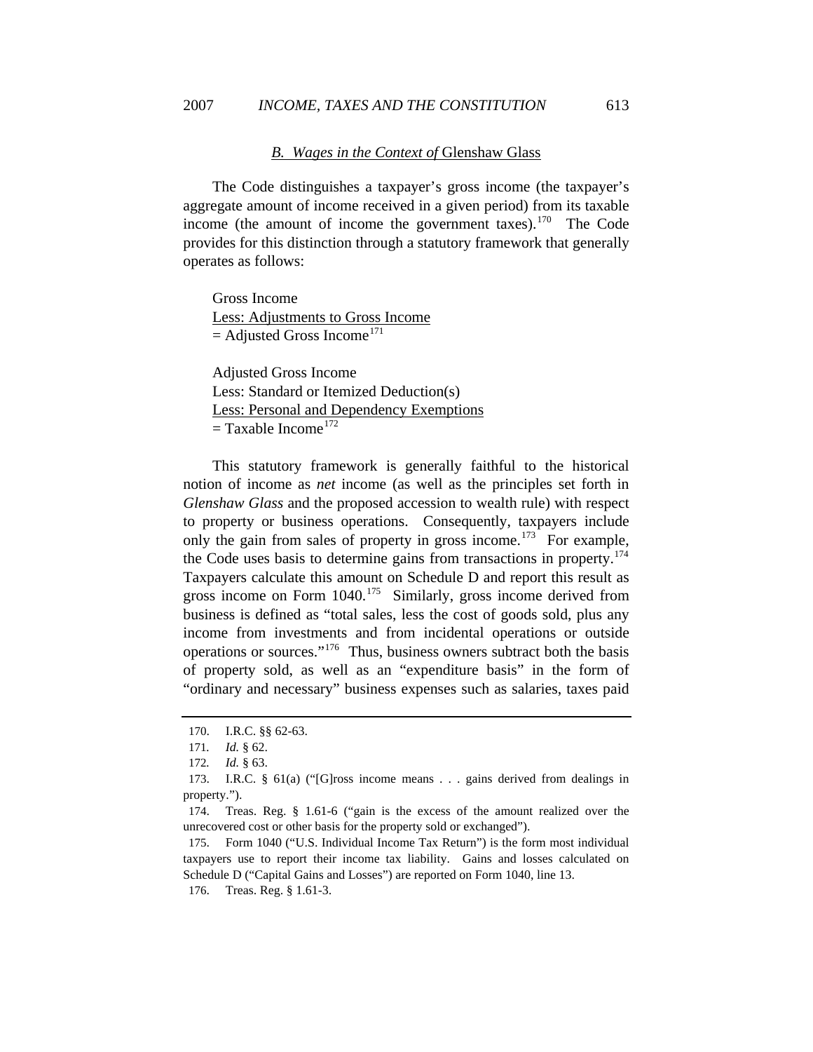### B. *Wages in the Context of* Glenshaw Glass

The Code distinguishes a taxpayer's gross income (the taxpayer's aggregate amount of income received in a given period) from its taxable income (the amount of income the government taxes).[170] The Code provides for this distinction through a statutory framework that generally operates as follows:

Gross Income
<u>Less: Adjustments to Gross Income</u>
= Adjusted Gross Income[171]

Adjusted Gross Income
Less: Standard or Itemized Deduction(s)
<u>Less: Personal and Dependency Exemptions</u>
= Taxable Income[172]

This statutory framework is generally faithful to the historical notion of income as *net* income (as well as the principles set forth in *Glenshaw Glass* and the proposed accession to wealth rule) with respect to property or business operations. Consequently, taxpayers include only the gain from sales of property in gross income.[173] For example, the Code uses basis to determine gains from transactions in property.[174] Taxpayers calculate this amount on Schedule D and report this result as gross income on Form 1040.[175] Similarly, gross income derived from business is defined as "total sales, less the cost of goods sold, plus any income from investments and from incidental operations or outside operations or sources."[176] Thus, business owners subtract both the basis of property sold, as well as an "expenditure basis" in the form of "ordinary and necessary" business expenses such as salaries, taxes paid

---

170. I.R.C. §§ 62-63.

171. *Id.* § 62.

172. *Id.* § 63.

173. I.R.C. § 61(a) ("[G]ross income means . . . gains derived from dealings in property.").

174. Treas. Reg. § 1.61-6 ("gain is the excess of the amount realized over the unrecovered cost or other basis for the property sold or exchanged").

175. Form 1040 ("U.S. Individual Income Tax Return") is the form most individual taxpayers use to report their income tax liability. Gains and losses calculated on Schedule D ("Capital Gains and Losses") are reported on Form 1040, line 13.

176. Treas. Reg. § 1.61-3.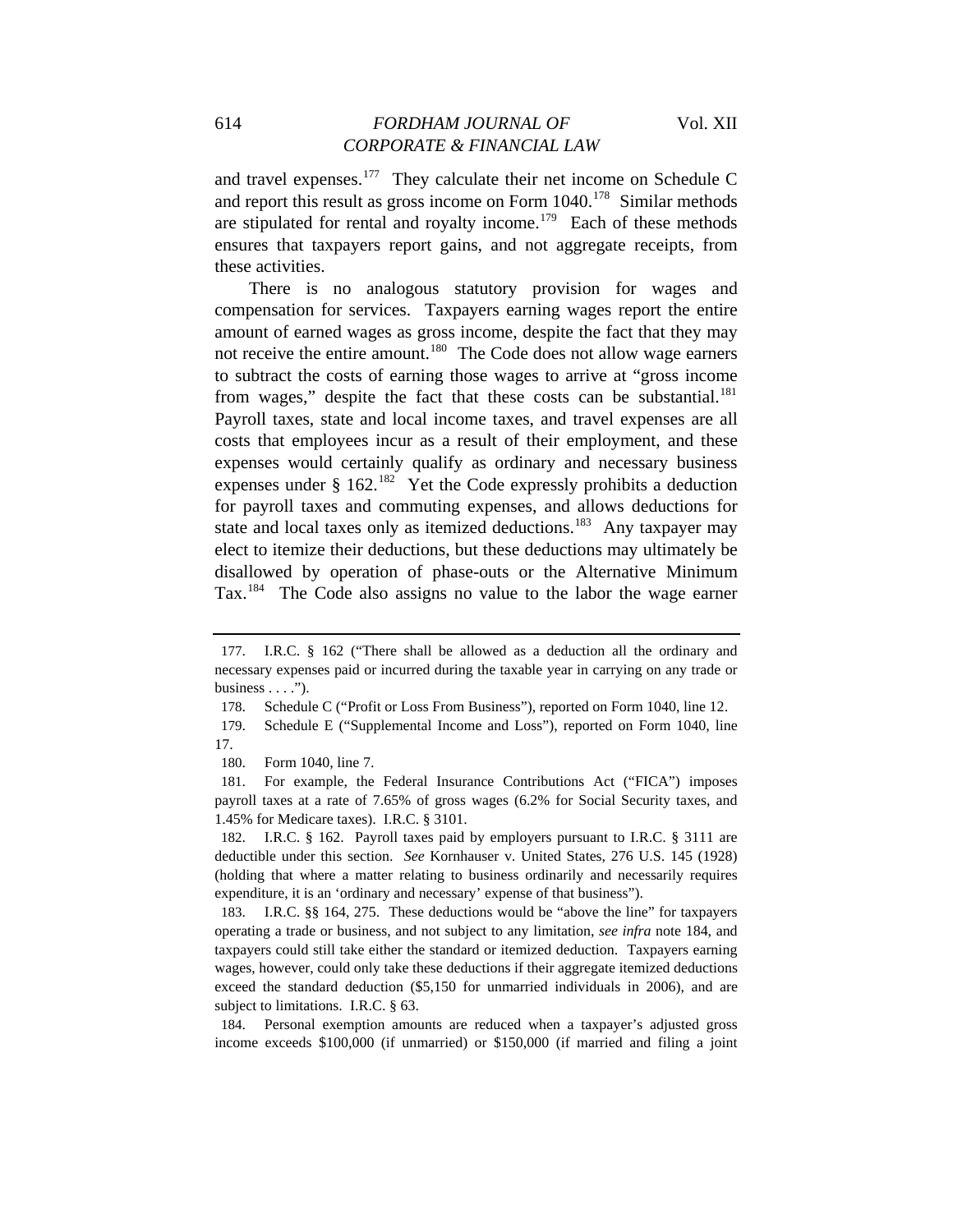and travel expenses.[177] They calculate their net income on Schedule C and report this result as gross income on Form 1040.[178] Similar methods are stipulated for rental and royalty income.[179] Each of these methods ensures that taxpayers report gains, and not aggregate receipts, from these activities.

There is no analogous statutory provision for wages and compensation for services. Taxpayers earning wages report the entire amount of earned wages as gross income, despite the fact that they may not receive the entire amount.[180] The Code does not allow wage earners to subtract the costs of earning those wages to arrive at "gross income from wages," despite the fact that these costs can be substantial.[181] Payroll taxes, state and local income taxes, and travel expenses are all costs that employees incur as a result of their employment, and these expenses would certainly qualify as ordinary and necessary business expenses under § 162.[182] Yet the Code expressly prohibits a deduction for payroll taxes and commuting expenses, and allows deductions for state and local taxes only as itemized deductions.[183] Any taxpayer may elect to itemize their deductions, but these deductions may ultimately be disallowed by operation of phase-outs or the Alternative Minimum Tax.[184] The Code also assigns no value to the labor the wage earner

---

177. I.R.C. § 162 ("There shall be allowed as a deduction all the ordinary and necessary expenses paid or incurred during the taxable year in carrying on any trade or business . . . .").

178. Schedule C ("Profit or Loss From Business"), reported on Form 1040, line 12.

179. Schedule E ("Supplemental Income and Loss"), reported on Form 1040, line 17.

180. Form 1040, line 7.

181. For example, the Federal Insurance Contributions Act ("FICA") imposes payroll taxes at a rate of 7.65% of gross wages (6.2% for Social Security taxes, and 1.45% for Medicare taxes). I.R.C. § 3101.

182. I.R.C. § 162. Payroll taxes paid by employers pursuant to I.R.C. § 3111 are deductible under this section. *See* Kornhauser v. United States, 276 U.S. 145 (1928) (holding that where a matter relating to business ordinarily and necessarily requires expenditure, it is an 'ordinary and necessary' expense of that business").

183. I.R.C. §§ 164, 275. These deductions would be "above the line" for taxpayers operating a trade or business, and not subject to any limitation, *see infra* note 184, and taxpayers could still take either the standard or itemized deduction. Taxpayers earning wages, however, could only take these deductions if their aggregate itemized deductions exceed the standard deduction ($5,150 for unmarried individuals in 2006), and are subject to limitations. I.R.C. § 63.

184. Personal exemption amounts are reduced when a taxpayer's adjusted gross income exceeds $100,000 (if unmarried) or $150,000 (if married and filing a joint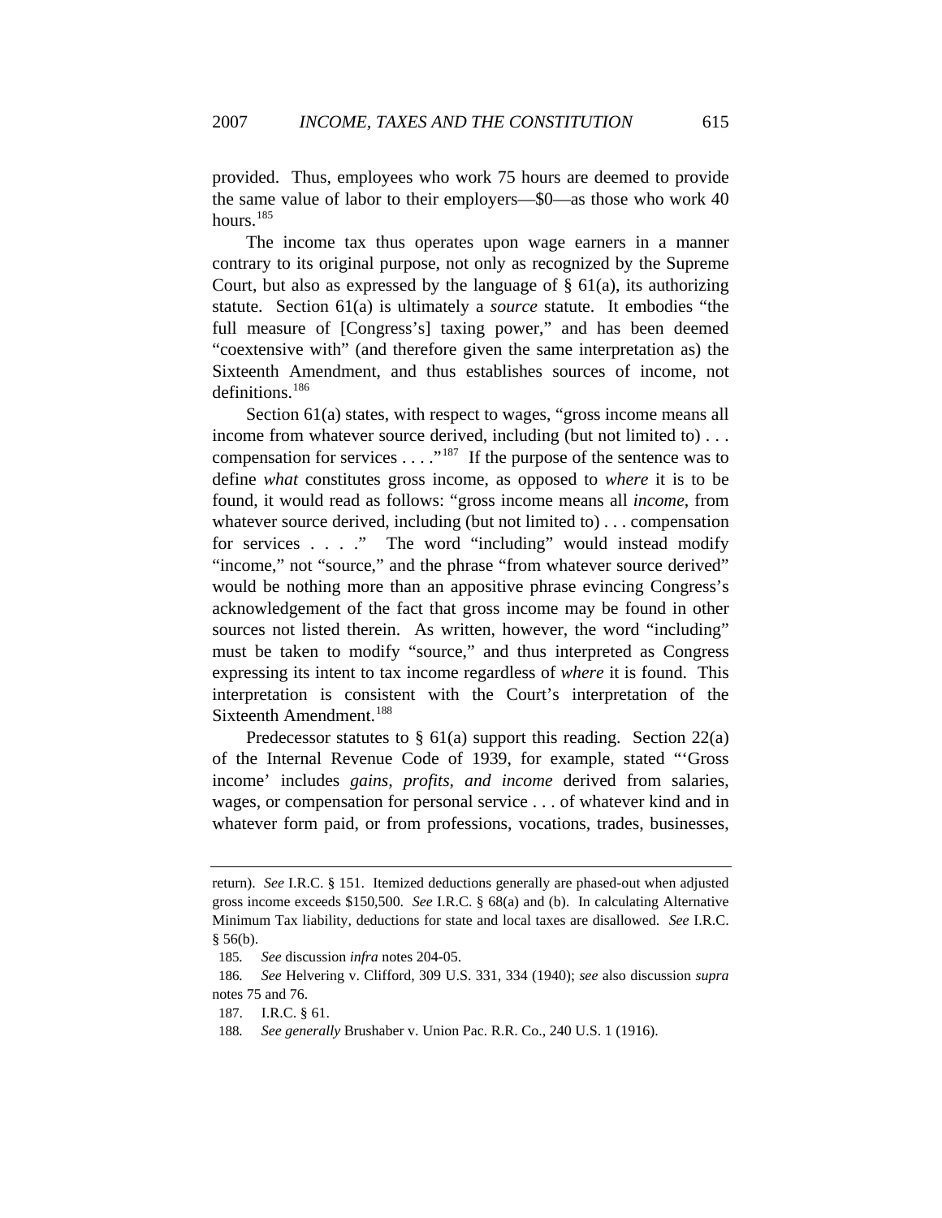provided. Thus, employees who work 75 hours are deemed to provide the same value of labor to their employers—$0—as those who work 40 hours.[185]

The income tax thus operates upon wage earners in a manner contrary to its original purpose, not only as recognized by the Supreme Court, but also as expressed by the language of § 61(a), its authorizing statute. Section 61(a) is ultimately a *source* statute. It embodies "the full measure of [Congress's] taxing power," and has been deemed "coextensive with" (and therefore given the same interpretation as) the Sixteenth Amendment, and thus establishes sources of income, not definitions.[186]

Section 61(a) states, with respect to wages, "gross income means all income from whatever source derived, including (but not limited to) . . . compensation for services . . . ."[187] If the purpose of the sentence was to define *what* constitutes gross income, as opposed to *where* it is to be found, it would read as follows: "gross income means all *income*, from whatever source derived, including (but not limited to) . . . compensation for services . . . ." The word "including" would instead modify "income," not "source," and the phrase "from whatever source derived" would be nothing more than an appositive phrase evincing Congress's acknowledgement of the fact that gross income may be found in other sources not listed therein. As written, however, the word "including" must be taken to modify "source," and thus interpreted as Congress expressing its intent to tax income regardless of *where* it is found. This interpretation is consistent with the Court's interpretation of the Sixteenth Amendment.[188]

Predecessor statutes to § 61(a) support this reading. Section 22(a) of the Internal Revenue Code of 1939, for example, stated "'Gross income' includes *gains, profits, and income* derived from salaries, wages, or compensation for personal service . . . of whatever kind and in whatever form paid, or from professions, vocations, trades, businesses,

---

return). *See* I.R.C. § 151. Itemized deductions generally are phased-out when adjusted gross income exceeds $150,500. *See* I.R.C. § 68(a) and (b). In calculating Alternative Minimum Tax liability, deductions for state and local taxes are disallowed. *See* I.R.C. § 56(b).

185. *See* discussion *infra* notes 204-05.

186. *See* Helvering v. Clifford, 309 U.S. 331, 334 (1940); *see* also discussion *supra* notes 75 and 76.

187. I.R.C. § 61.

188. *See generally* Brushaber v. Union Pac. R.R. Co., 240 U.S. 1 (1916).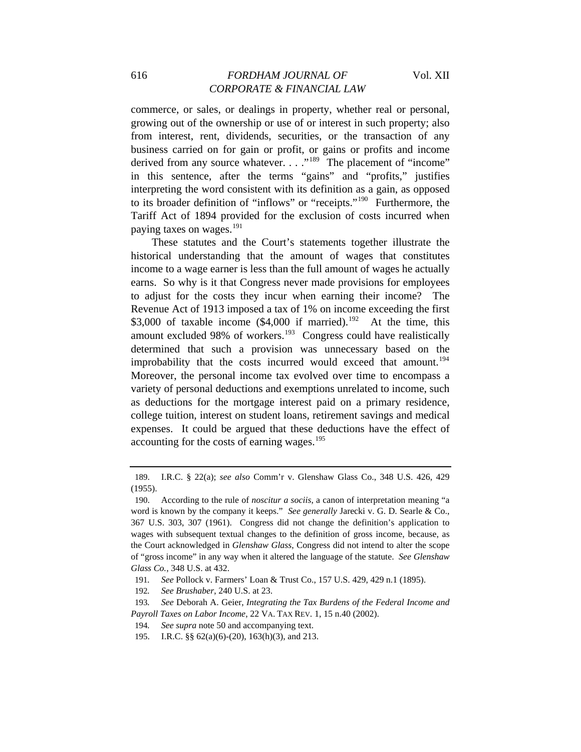commerce, or sales, or dealings in property, whether real or personal, growing out of the ownership or use of or interest in such property; also from interest, rent, dividends, securities, or the transaction of any business carried on for gain or profit, or gains or profits and income derived from any source whatever. . . ."[189] The placement of "income" in this sentence, after the terms "gains" and "profits," justifies interpreting the word consistent with its definition as a gain, as opposed to its broader definition of "inflows" or "receipts."[190] Furthermore, the Tariff Act of 1894 provided for the exclusion of costs incurred when paying taxes on wages.[191]

These statutes and the Court's statements together illustrate the historical understanding that the amount of wages that constitutes income to a wage earner is less than the full amount of wages he actually earns. So why is it that Congress never made provisions for employees to adjust for the costs they incur when earning their income? The Revenue Act of 1913 imposed a tax of 1% on income exceeding the first \$3,000 of taxable income (\$4,000 if married).[192] At the time, this amount excluded 98% of workers.[193] Congress could have realistically determined that such a provision was unnecessary based on the improbability that the costs incurred would exceed that amount.[194] Moreover, the personal income tax evolved over time to encompass a variety of personal deductions and exemptions unrelated to income, such as deductions for the mortgage interest paid on a primary residence, college tuition, interest on student loans, retirement savings and medical expenses. It could be argued that these deductions have the effect of accounting for the costs of earning wages.[195]

---

189. I.R.C. § 22(a); *see also* Comm'r v. Glenshaw Glass Co., 348 U.S. 426, 429 (1955).

190. According to the rule of *noscitur a sociis*, a canon of interpretation meaning "a word is known by the company it keeps." *See generally* Jarecki v. G. D. Searle & Co., 367 U.S. 303, 307 (1961). Congress did not change the definition's application to wages with subsequent textual changes to the definition of gross income, because, as the Court acknowledged in *Glenshaw Glass*, Congress did not intend to alter the scope of "gross income" in any way when it altered the language of the statute. *See Glenshaw Glass Co.*, 348 U.S. at 432.

191. *See* Pollock v. Farmers' Loan & Trust Co., 157 U.S. 429, 429 n.1 (1895).

192. *See Brushaber*, 240 U.S. at 23.

193. *See* Deborah A. Geier, *Integrating the Tax Burdens of the Federal Income and Payroll Taxes on Labor Income*, 22 VA. TAX REV. 1, 15 n.40 (2002).

194. *See supra* note 50 and accompanying text.

195. I.R.C. §§ 62(a)(6)-(20), 163(h)(3), and 213.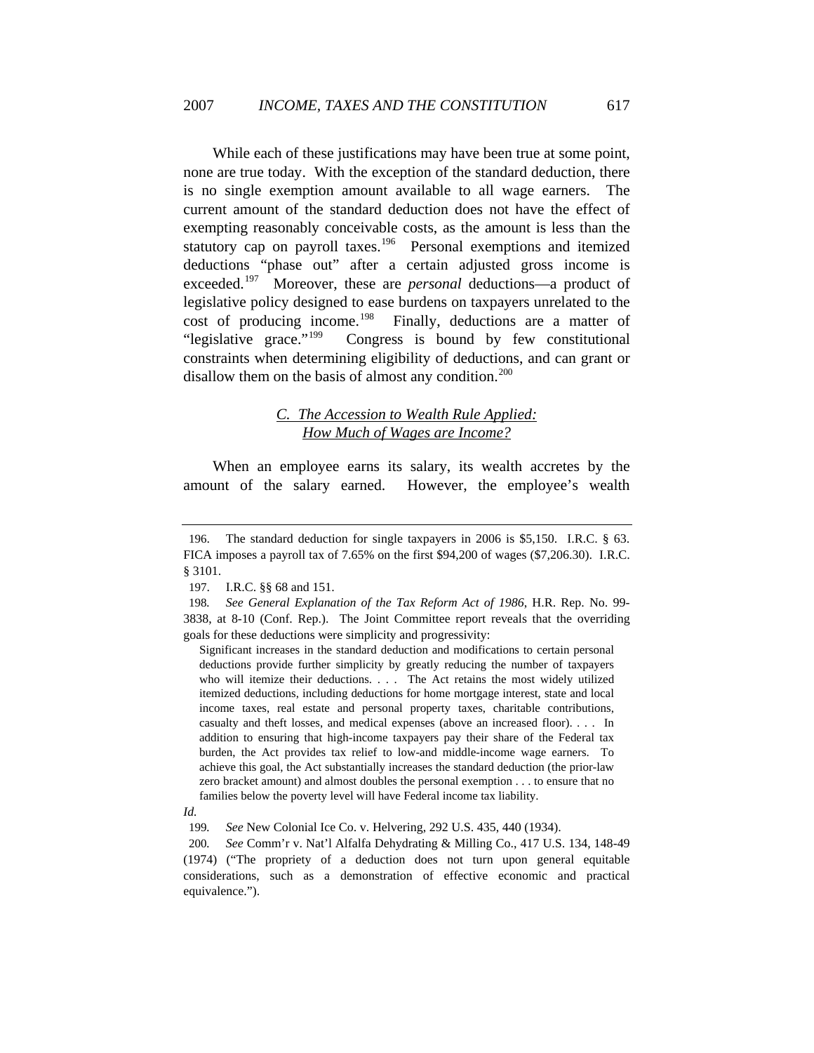While each of these justifications may have been true at some point, none are true today. With the exception of the standard deduction, there is no single exemption amount available to all wage earners. The current amount of the standard deduction does not have the effect of exempting reasonably conceivable costs, as the amount is less than the statutory cap on payroll taxes.[196] Personal exemptions and itemized deductions "phase out" after a certain adjusted gross income is exceeded.[197] Moreover, these are *personal* deductions—a product of legislative policy designed to ease burdens on taxpayers unrelated to the cost of producing income.[198] Finally, deductions are a matter of "legislative grace."[199] Congress is bound by few constitutional constraints when determining eligibility of deductions, and can grant or disallow them on the basis of almost any condition.[200]

### C. The Accession to Wealth Rule Applied: How Much of Wages are Income?

When an employee earns its salary, its wealth accretes by the amount of the salary earned. However, the employee's wealth

---

196. The standard deduction for single taxpayers in 2006 is $5,150. I.R.C. § 63. FICA imposes a payroll tax of 7.65% on the first $94,200 of wages ($7,206.30). I.R.C. § 3101.

197. I.R.C. §§ 68 and 151.

198. *See General Explanation of the Tax Reform Act of 1986*, H.R. Rep. No. 99-3838, at 8-10 (Conf. Rep.). The Joint Committee report reveals that the overriding goals for these deductions were simplicity and progressivity:

> Significant increases in the standard deduction and modifications to certain personal deductions provide further simplicity by greatly reducing the number of taxpayers who will itemize their deductions. . . . The Act retains the most widely utilized itemized deductions, including deductions for home mortgage interest, state and local income taxes, real estate and personal property taxes, charitable contributions, casualty and theft losses, and medical expenses (above an increased floor). . . . In addition to ensuring that high-income taxpayers pay their share of the Federal tax burden, the Act provides tax relief to low-and middle-income wage earners. To achieve this goal, the Act substantially increases the standard deduction (the prior-law zero bracket amount) and almost doubles the personal exemption . . . to ensure that no families below the poverty level will have Federal income tax liability.

*Id.*

199. *See* New Colonial Ice Co. v. Helvering, 292 U.S. 435, 440 (1934).

200. *See* Comm'r v. Nat'l Alfalfa Dehydrating & Milling Co., 417 U.S. 134, 148-49 (1974) ("The propriety of a deduction does not turn upon general equitable considerations, such as a demonstration of effective economic and practical equivalence.").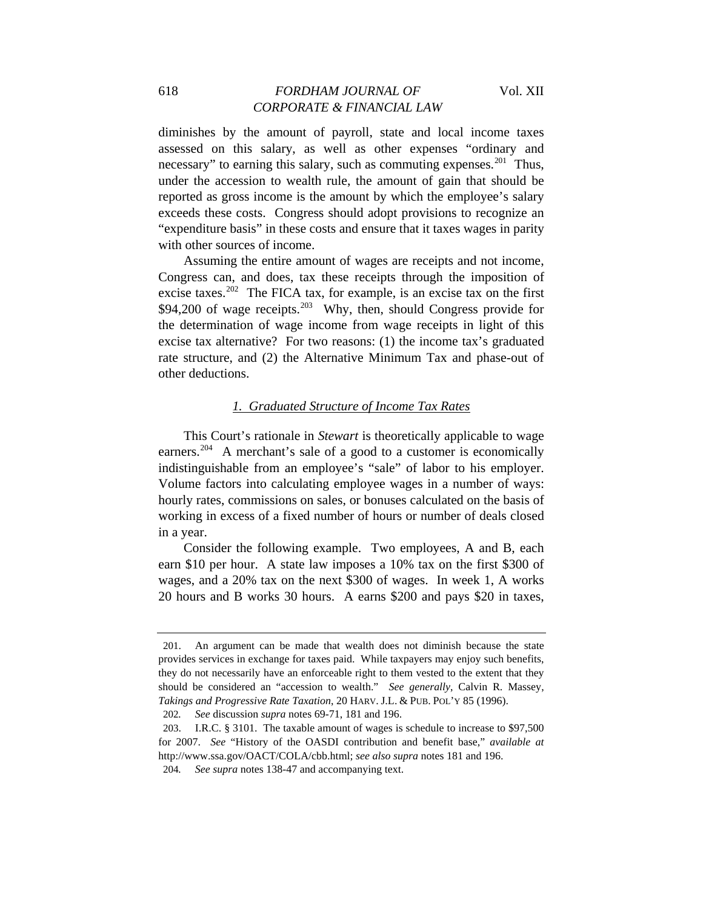diminishes by the amount of payroll, state and local income taxes assessed on this salary, as well as other expenses "ordinary and necessary" to earning this salary, such as commuting expenses.[201] Thus, under the accession to wealth rule, the amount of gain that should be reported as gross income is the amount by which the employee's salary exceeds these costs. Congress should adopt provisions to recognize an "expenditure basis" in these costs and ensure that it taxes wages in parity with other sources of income.

Assuming the entire amount of wages are receipts and not income, Congress can, and does, tax these receipts through the imposition of excise taxes.[202] The FICA tax, for example, is an excise tax on the first $94,200 of wage receipts.[203] Why, then, should Congress provide for the determination of wage income from wage receipts in light of this excise tax alternative? For two reasons: (1) the income tax's graduated rate structure, and (2) the Alternative Minimum Tax and phase-out of other deductions.

### *1. Graduated Structure of Income Tax Rates*

This Court's rationale in *Stewart* is theoretically applicable to wage earners.[204] A merchant's sale of a good to a customer is economically indistinguishable from an employee's "sale" of labor to his employer. Volume factors into calculating employee wages in a number of ways: hourly rates, commissions on sales, or bonuses calculated on the basis of working in excess of a fixed number of hours or number of deals closed in a year.

Consider the following example. Two employees, A and B, each earn $10 per hour. A state law imposes a 10% tax on the first $300 of wages, and a 20% tax on the next $300 of wages. In week 1, A works 20 hours and B works 30 hours. A earns $200 and pays $20 in taxes,

---

201. An argument can be made that wealth does not diminish because the state provides services in exchange for taxes paid. While taxpayers may enjoy such benefits, they do not necessarily have an enforceable right to them vested to the extent that they should be considered an "accession to wealth." *See generally*, Calvin R. Massey, *Takings and Progressive Rate Taxation*, 20 HARV. J.L. & PUB. POL'Y 85 (1996).

202. *See* discussion *supra* notes 69-71, 181 and 196.

203. I.R.C. § 3101. The taxable amount of wages is schedule to increase to $97,500 for 2007. *See* "History of the OASDI contribution and benefit base," *available at* http://www.ssa.gov/OACT/COLA/cbb.html; *see also supra* notes 181 and 196.

204. *See supra* notes 138-47 and accompanying text.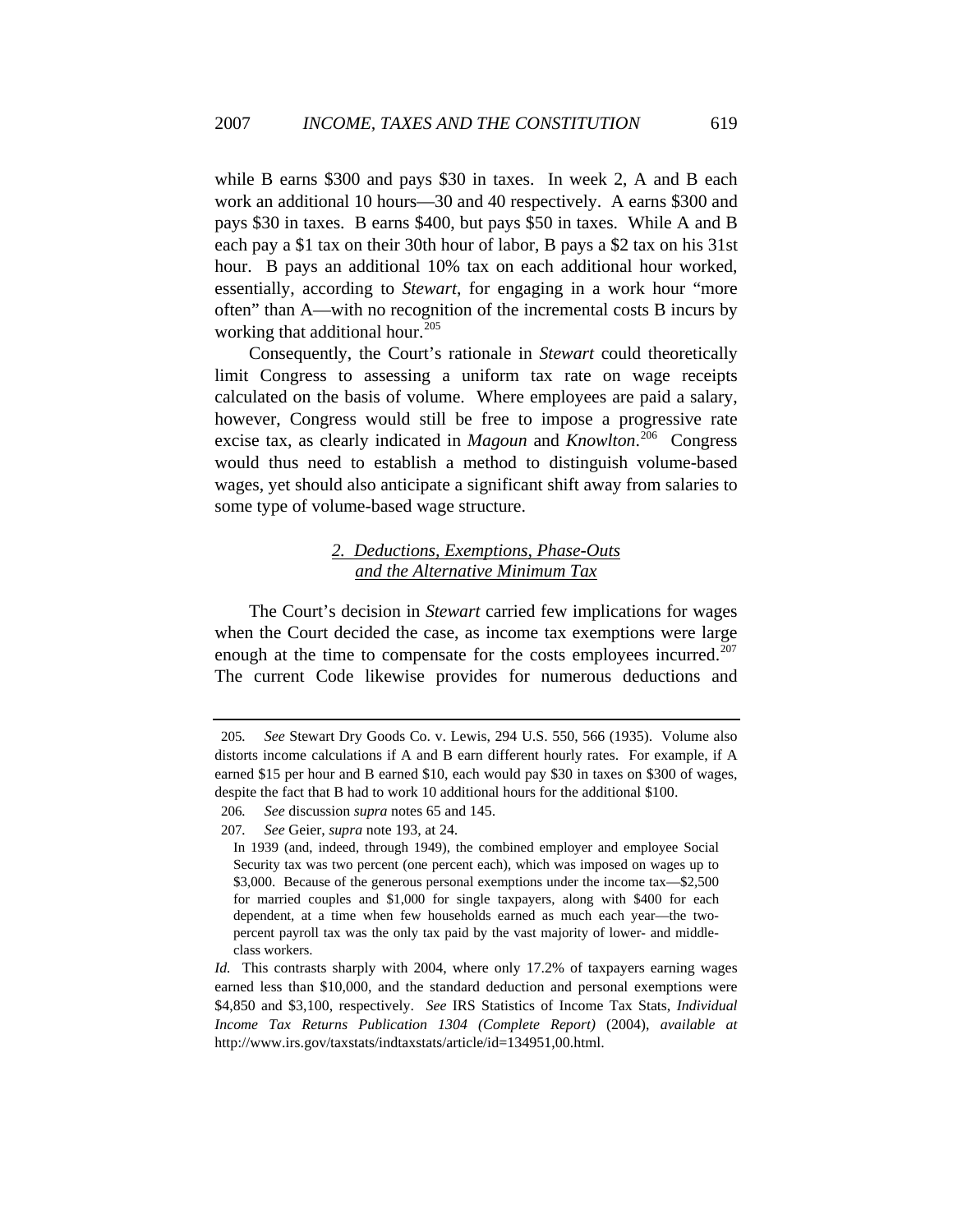while B earns $300 and pays $30 in taxes. In week 2, A and B each work an additional 10 hours—30 and 40 respectively. A earns $300 and pays $30 in taxes. B earns $400, but pays $50 in taxes. While A and B each pay a $1 tax on their 30th hour of labor, B pays a $2 tax on his 31st hour. B pays an additional 10% tax on each additional hour worked, essentially, according to *Stewart*, for engaging in a work hour "more often" than A—with no recognition of the incremental costs B incurs by working that additional hour.[205]

Consequently, the Court's rationale in *Stewart* could theoretically limit Congress to assessing a uniform tax rate on wage receipts calculated on the basis of volume. Where employees are paid a salary, however, Congress would still be free to impose a progressive rate excise tax, as clearly indicated in *Magoun* and *Knowlton*.[206] Congress would thus need to establish a method to distinguish volume-based wages, yet should also anticipate a significant shift away from salaries to some type of volume-based wage structure.

### 2. Deductions, Exemptions, Phase-Outs and the Alternative Minimum Tax

The Court's decision in *Stewart* carried few implications for wages when the Court decided the case, as income tax exemptions were large enough at the time to compensate for the costs employees incurred.[207] The current Code likewise provides for numerous deductions and

---

205. *See* Stewart Dry Goods Co. v. Lewis, 294 U.S. 550, 566 (1935). Volume also distorts income calculations if A and B earn different hourly rates. For example, if A earned $15 per hour and B earned $10, each would pay $30 in taxes on $300 of wages, despite the fact that B had to work 10 additional hours for the additional $100.

206. *See* discussion *supra* notes 65 and 145.

207. *See* Geier, *supra* note 193, at 24.

> In 1939 (and, indeed, through 1949), the combined employer and employee Social Security tax was two percent (one percent each), which was imposed on wages up to $3,000. Because of the generous personal exemptions under the income tax—$2,500 for married couples and $1,000 for single taxpayers, along with $400 for each dependent, at a time when few households earned as much each year—the two-percent payroll tax was the only tax paid by the vast majority of lower- and middle-class workers.

*Id.* This contrasts sharply with 2004, where only 17.2% of taxpayers earning wages earned less than $10,000, and the standard deduction and personal exemptions were $4,850 and $3,100, respectively. *See* IRS Statistics of Income Tax Stats, *Individual Income Tax Returns Publication 1304 (Complete Report)* (2004), *available at* http://www.irs.gov/taxstats/indtaxstats/article/id=134951,00.html.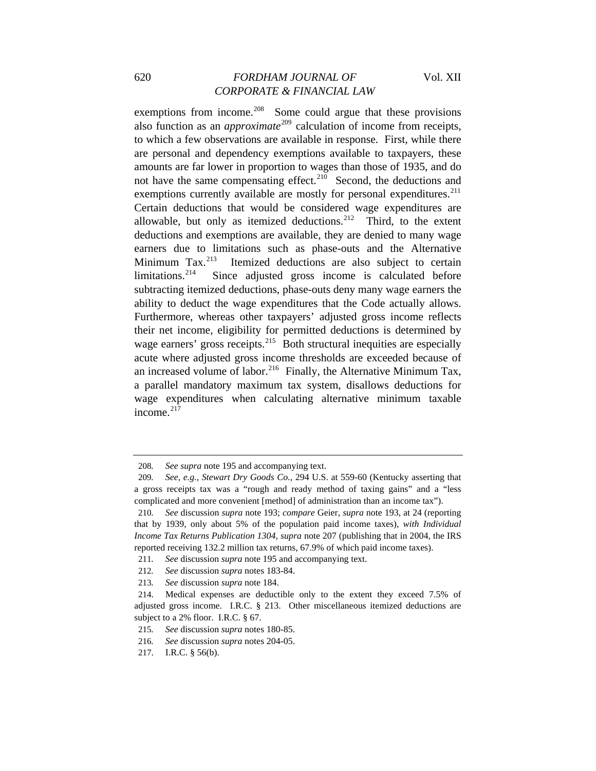exemptions from income.[208] Some could argue that these provisions also function as an *approximate*[209] calculation of income from receipts, to which a few observations are available in response. First, while there are personal and dependency exemptions available to taxpayers, these amounts are far lower in proportion to wages than those of 1935, and do not have the same compensating effect.[210] Second, the deductions and exemptions currently available are mostly for personal expenditures.[211] Certain deductions that would be considered wage expenditures are allowable, but only as itemized deductions.[212] Third, to the extent deductions and exemptions are available, they are denied to many wage earners due to limitations such as phase-outs and the Alternative Minimum Tax.[213] Itemized deductions are also subject to certain limitations.[214] Since adjusted gross income is calculated before subtracting itemized deductions, phase-outs deny many wage earners the ability to deduct the wage expenditures that the Code actually allows. Furthermore, whereas other taxpayers' adjusted gross income reflects their net income, eligibility for permitted deductions is determined by wage earners' gross receipts.[215] Both structural inequities are especially acute where adjusted gross income thresholds are exceeded because of an increased volume of labor.[216] Finally, the Alternative Minimum Tax, a parallel mandatory maximum tax system, disallows deductions for wage expenditures when calculating alternative minimum taxable income.[217]

---

208. *See supra* note 195 and accompanying text.

209. *See, e.g.*, *Stewart Dry Goods Co.*, 294 U.S. at 559-60 (Kentucky asserting that a gross receipts tax was a "rough and ready method of taxing gains" and a "less complicated and more convenient [method] of administration than an income tax").

210. *See* discussion *supra* note 193; *compare* Geier, *supra* note 193, at 24 (reporting that by 1939, only about 5% of the population paid income taxes), *with Individual Income Tax Returns Publication 1304*, *supra* note 207 (publishing that in 2004, the IRS reported receiving 132.2 million tax returns, 67.9% of which paid income taxes).

211. *See* discussion *supra* note 195 and accompanying text.

212. *See* discussion *supra* notes 183-84.

213. *See* discussion *supra* note 184.

214. Medical expenses are deductible only to the extent they exceed 7.5% of adjusted gross income. I.R.C. § 213. Other miscellaneous itemized deductions are subject to a 2% floor. I.R.C. § 67.

215. *See* discussion *supra* notes 180-85.

216. *See* discussion *supra* notes 204-05.

217. I.R.C. § 56(b).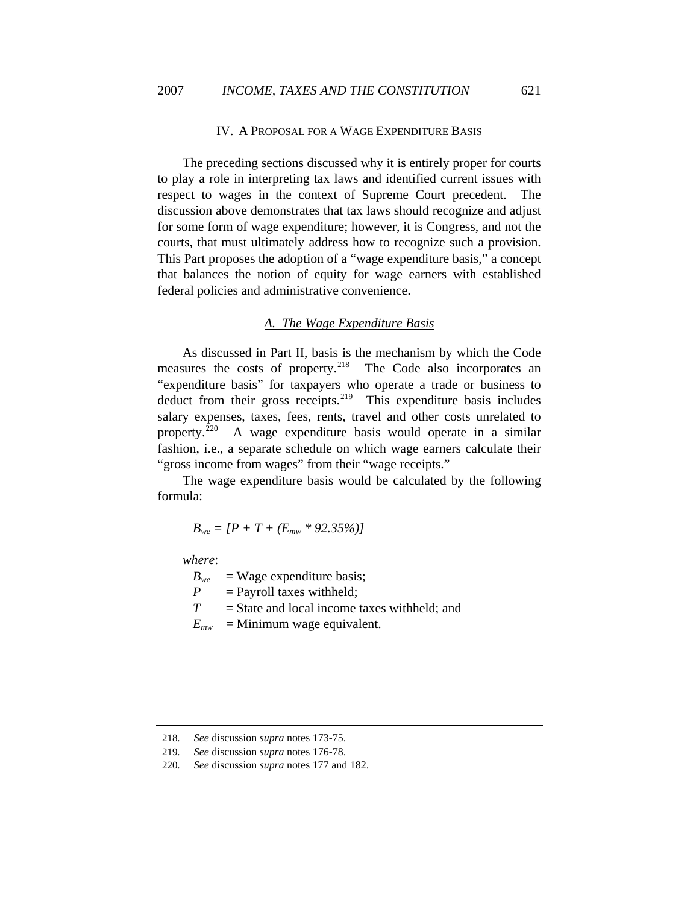## IV. A Proposal for a Wage Expenditure Basis

The preceding sections discussed why it is entirely proper for courts to play a role in interpreting tax laws and identified current issues with respect to wages in the context of Supreme Court precedent. The discussion above demonstrates that tax laws should recognize and adjust for some form of wage expenditure; however, it is Congress, and not the courts, that must ultimately address how to recognize such a provision. This Part proposes the adoption of a "wage expenditure basis," a concept that balances the notion of equity for wage earners with established federal policies and administrative convenience.

### *A. The Wage Expenditure Basis*

As discussed in Part II, basis is the mechanism by which the Code measures the costs of property.[218] The Code also incorporates an "expenditure basis" for taxpayers who operate a trade or business to deduct from their gross receipts.[219] This expenditure basis includes salary expenses, taxes, fees, rents, travel and other costs unrelated to property.[220] A wage expenditure basis would operate in a similar fashion, i.e., a separate schedule on which wage earners calculate their "gross income from wages" from their "wage receipts."

The wage expenditure basis would be calculated by the following formula:

$$B_{we} = [P + T + (E_{mw} * 92.35\%)]$$

*where*:

$B_{we}$ = Wage expenditure basis;
$P$ = Payroll taxes withheld;
$T$ = State and local income taxes withheld; and
$E_{mw}$ = Minimum wage equivalent.

---

218. *See* discussion *supra* notes 173-75.

219. *See* discussion *supra* notes 176-78.

220. *See* discussion *supra* notes 177 and 182.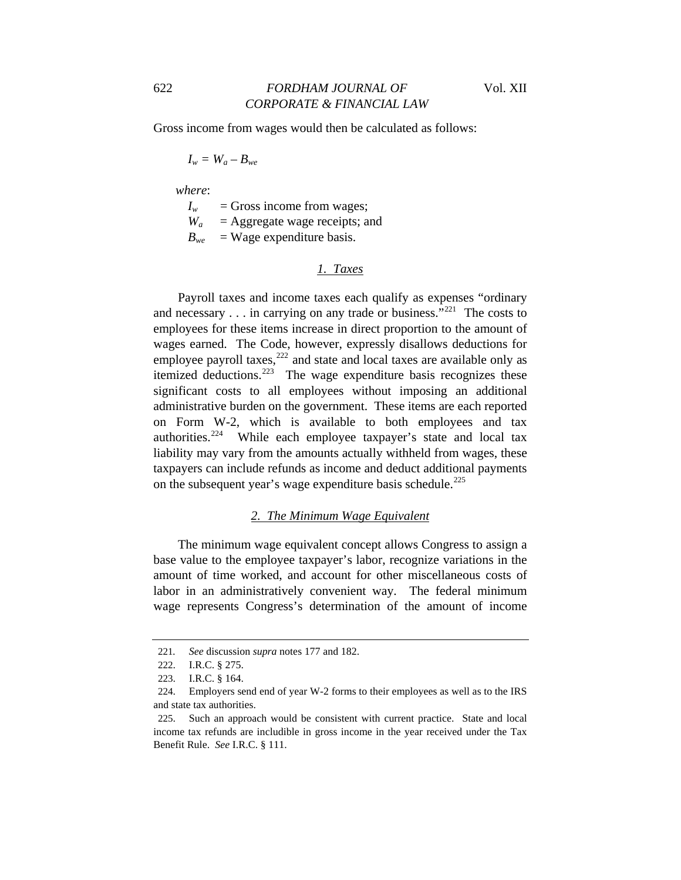Gross income from wages would then be calculated as follows:

$$I_w = W_a - B_{we}$$

*where*:

$I_w$ = Gross income from wages;
$W_a$ = Aggregate wage receipts; and
$B_{we}$ = Wage expenditure basis.

### *1. Taxes*

Payroll taxes and income taxes each qualify as expenses "ordinary and necessary . . . in carrying on any trade or business."[221] The costs to employees for these items increase in direct proportion to the amount of wages earned. The Code, however, expressly disallows deductions for employee payroll taxes,[222] and state and local taxes are available only as itemized deductions.[223] The wage expenditure basis recognizes these significant costs to all employees without imposing an additional administrative burden on the government. These items are each reported on Form W-2, which is available to both employees and tax authorities.[224] While each employee taxpayer's state and local tax liability may vary from the amounts actually withheld from wages, these taxpayers can include refunds as income and deduct additional payments on the subsequent year's wage expenditure basis schedule.[225]

### *2. The Minimum Wage Equivalent*

The minimum wage equivalent concept allows Congress to assign a base value to the employee taxpayer's labor, recognize variations in the amount of time worked, and account for other miscellaneous costs of labor in an administratively convenient way. The federal minimum wage represents Congress's determination of the amount of income

---

221. *See* discussion *supra* notes 177 and 182.

222. I.R.C. § 275.

223. I.R.C. § 164.

224. Employers send end of year W-2 forms to their employees as well as to the IRS and state tax authorities.

225. Such an approach would be consistent with current practice. State and local income tax refunds are includible in gross income in the year received under the Tax Benefit Rule. *See* I.R.C. § 111.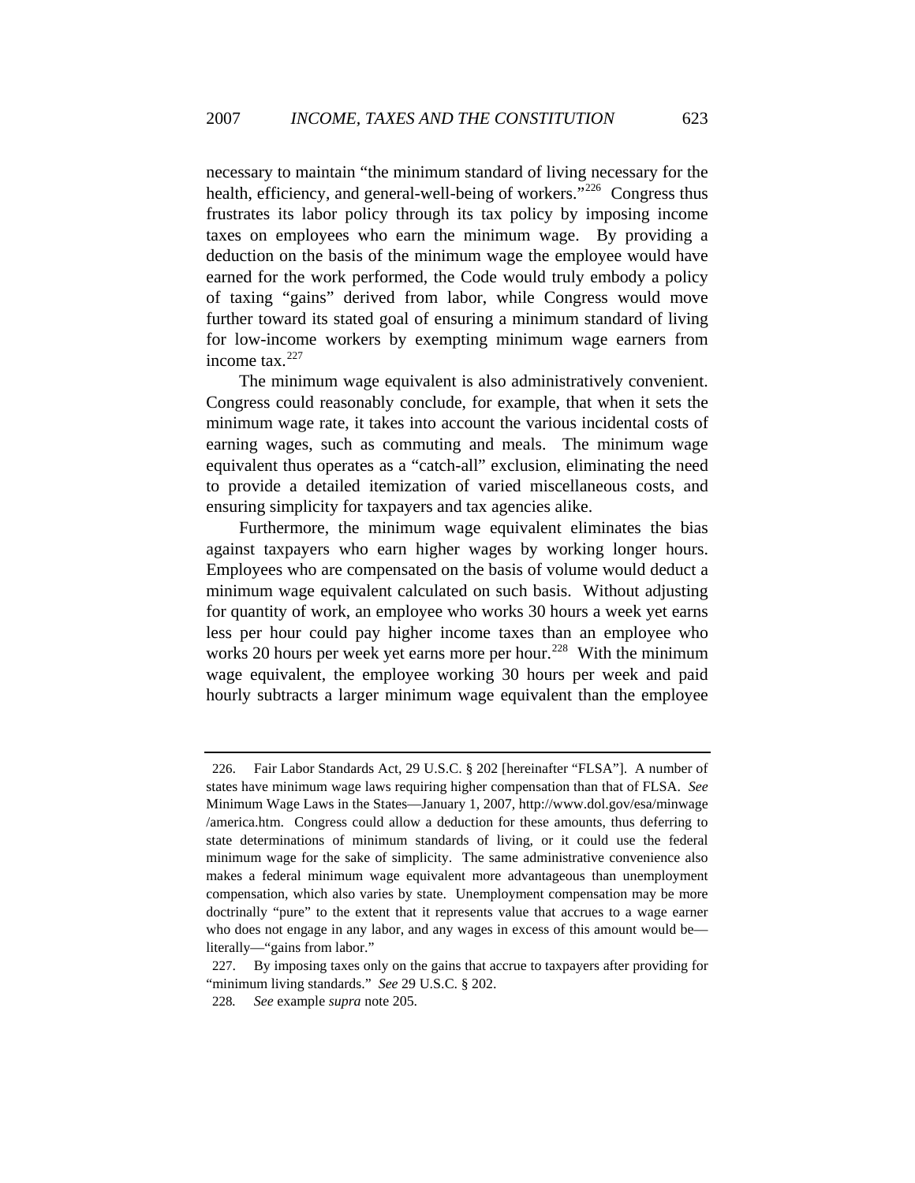necessary to maintain "the minimum standard of living necessary for the health, efficiency, and general-well-being of workers."[226] Congress thus frustrates its labor policy through its tax policy by imposing income taxes on employees who earn the minimum wage. By providing a deduction on the basis of the minimum wage the employee would have earned for the work performed, the Code would truly embody a policy of taxing "gains" derived from labor, while Congress would move further toward its stated goal of ensuring a minimum standard of living for low-income workers by exempting minimum wage earners from income tax.[227]

The minimum wage equivalent is also administratively convenient. Congress could reasonably conclude, for example, that when it sets the minimum wage rate, it takes into account the various incidental costs of earning wages, such as commuting and meals. The minimum wage equivalent thus operates as a "catch-all" exclusion, eliminating the need to provide a detailed itemization of varied miscellaneous costs, and ensuring simplicity for taxpayers and tax agencies alike.

Furthermore, the minimum wage equivalent eliminates the bias against taxpayers who earn higher wages by working longer hours. Employees who are compensated on the basis of volume would deduct a minimum wage equivalent calculated on such basis. Without adjusting for quantity of work, an employee who works 30 hours a week yet earns less per hour could pay higher income taxes than an employee who works 20 hours per week yet earns more per hour.[228] With the minimum wage equivalent, the employee working 30 hours per week and paid hourly subtracts a larger minimum wage equivalent than the employee

---

226. Fair Labor Standards Act, 29 U.S.C. § 202 [hereinafter "FLSA"]. A number of states have minimum wage laws requiring higher compensation than that of FLSA. *See* Minimum Wage Laws in the States—January 1, 2007, http://www.dol.gov/esa/minwage/america.htm. Congress could allow a deduction for these amounts, thus deferring to state determinations of minimum standards of living, or it could use the federal minimum wage for the sake of simplicity. The same administrative convenience also makes a federal minimum wage equivalent more advantageous than unemployment compensation, which also varies by state. Unemployment compensation may be more doctrinally "pure" to the extent that it represents value that accrues to a wage earner who does not engage in any labor, and any wages in excess of this amount would be—literally—"gains from labor."

227. By imposing taxes only on the gains that accrue to taxpayers after providing for "minimum living standards." *See* 29 U.S.C. § 202.

228. *See* example *supra* note 205.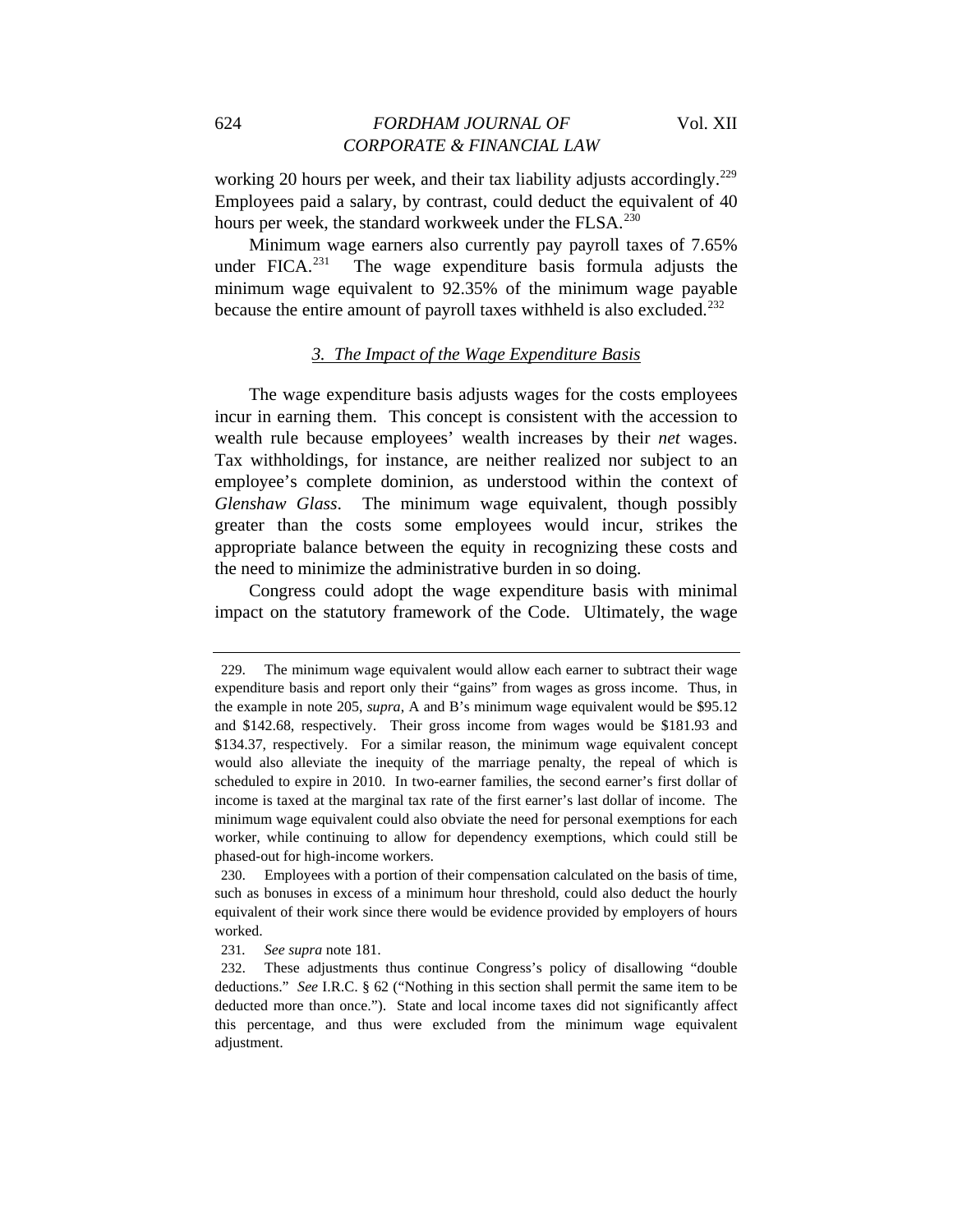working 20 hours per week, and their tax liability adjusts accordingly.[229] Employees paid a salary, by contrast, could deduct the equivalent of 40 hours per week, the standard workweek under the FLSA.[230]

Minimum wage earners also currently pay payroll taxes of 7.65% under FICA.[231] The wage expenditure basis formula adjusts the minimum wage equivalent to 92.35% of the minimum wage payable because the entire amount of payroll taxes withheld is also excluded.[232]

### 3. The Impact of the Wage Expenditure Basis

The wage expenditure basis adjusts wages for the costs employees incur in earning them. This concept is consistent with the accession to wealth rule because employees' wealth increases by their *net* wages. Tax withholdings, for instance, are neither realized nor subject to an employee's complete dominion, as understood within the context of *Glenshaw Glass*. The minimum wage equivalent, though possibly greater than the costs some employees would incur, strikes the appropriate balance between the equity in recognizing these costs and the need to minimize the administrative burden in so doing.

Congress could adopt the wage expenditure basis with minimal impact on the statutory framework of the Code. Ultimately, the wage

---

229. The minimum wage equivalent would allow each earner to subtract their wage expenditure basis and report only their "gains" from wages as gross income. Thus, in the example in note 205, *supra*, A and B's minimum wage equivalent would be $95.12 and $142.68, respectively. Their gross income from wages would be $181.93 and $134.37, respectively. For a similar reason, the minimum wage equivalent concept would also alleviate the inequity of the marriage penalty, the repeal of which is scheduled to expire in 2010. In two-earner families, the second earner's first dollar of income is taxed at the marginal tax rate of the first earner's last dollar of income. The minimum wage equivalent could also obviate the need for personal exemptions for each worker, while continuing to allow for dependency exemptions, which could still be phased-out for high-income workers.

230. Employees with a portion of their compensation calculated on the basis of time, such as bonuses in excess of a minimum hour threshold, could also deduct the hourly equivalent of their work since there would be evidence provided by employers of hours worked.

231. *See supra* note 181.

232. These adjustments thus continue Congress's policy of disallowing "double deductions." *See* I.R.C. § 62 ("Nothing in this section shall permit the same item to be deducted more than once."). State and local income taxes did not significantly affect this percentage, and thus were excluded from the minimum wage equivalent adjustment.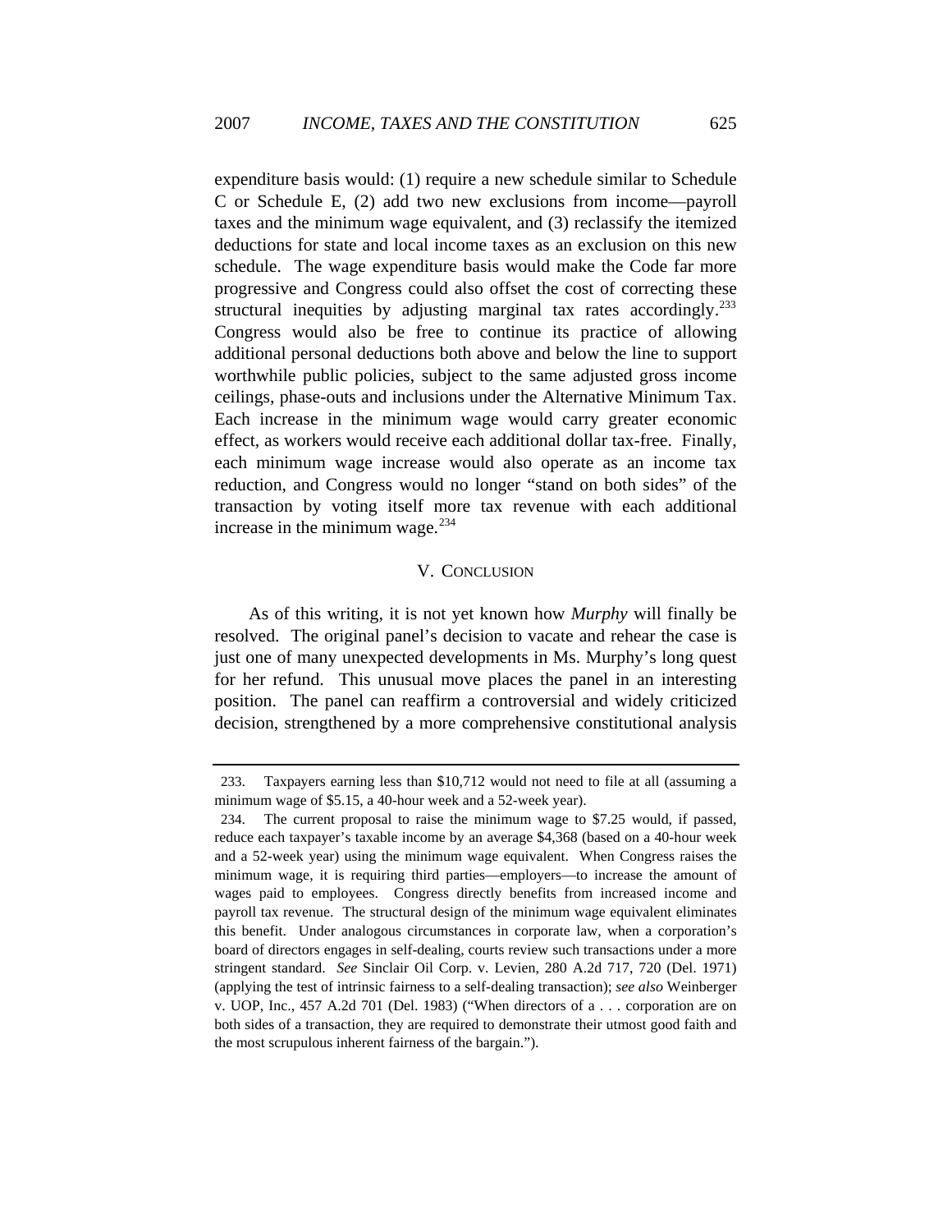expenditure basis would: (1) require a new schedule similar to Schedule C or Schedule E, (2) add two new exclusions from income—payroll taxes and the minimum wage equivalent, and (3) reclassify the itemized deductions for state and local income taxes as an exclusion on this new schedule. The wage expenditure basis would make the Code far more progressive and Congress could also offset the cost of correcting these structural inequities by adjusting marginal tax rates accordingly.[233] Congress would also be free to continue its practice of allowing additional personal deductions both above and below the line to support worthwhile public policies, subject to the same adjusted gross income ceilings, phase-outs and inclusions under the Alternative Minimum Tax. Each increase in the minimum wage would carry greater economic effect, as workers would receive each additional dollar tax-free. Finally, each minimum wage increase would also operate as an income tax reduction, and Congress would no longer "stand on both sides" of the transaction by voting itself more tax revenue with each additional increase in the minimum wage.[234]

## V. CONCLUSION

As of this writing, it is not yet known how *Murphy* will finally be resolved. The original panel's decision to vacate and rehear the case is just one of many unexpected developments in Ms. Murphy's long quest for her refund. This unusual move places the panel in an interesting position. The panel can reaffirm a controversial and widely criticized decision, strengthened by a more comprehensive constitutional analysis

---

233. Taxpayers earning less than $10,712 would not need to file at all (assuming a minimum wage of $5.15, a 40-hour week and a 52-week year).

234. The current proposal to raise the minimum wage to $7.25 would, if passed, reduce each taxpayer's taxable income by an average $4,368 (based on a 40-hour week and a 52-week year) using the minimum wage equivalent. When Congress raises the minimum wage, it is requiring third parties—employers—to increase the amount of wages paid to employees. Congress directly benefits from increased income and payroll tax revenue. The structural design of the minimum wage equivalent eliminates this benefit. Under analogous circumstances in corporate law, when a corporation's board of directors engages in self-dealing, courts review such transactions under a more stringent standard. *See* Sinclair Oil Corp. v. Levien, 280 A.2d 717, 720 (Del. 1971) (applying the test of intrinsic fairness to a self-dealing transaction); *see also* Weinberger v. UOP, Inc., 457 A.2d 701 (Del. 1983) ("When directors of a . . . corporation are on both sides of a transaction, they are required to demonstrate their utmost good faith and the most scrupulous inherent fairness of the bargain.").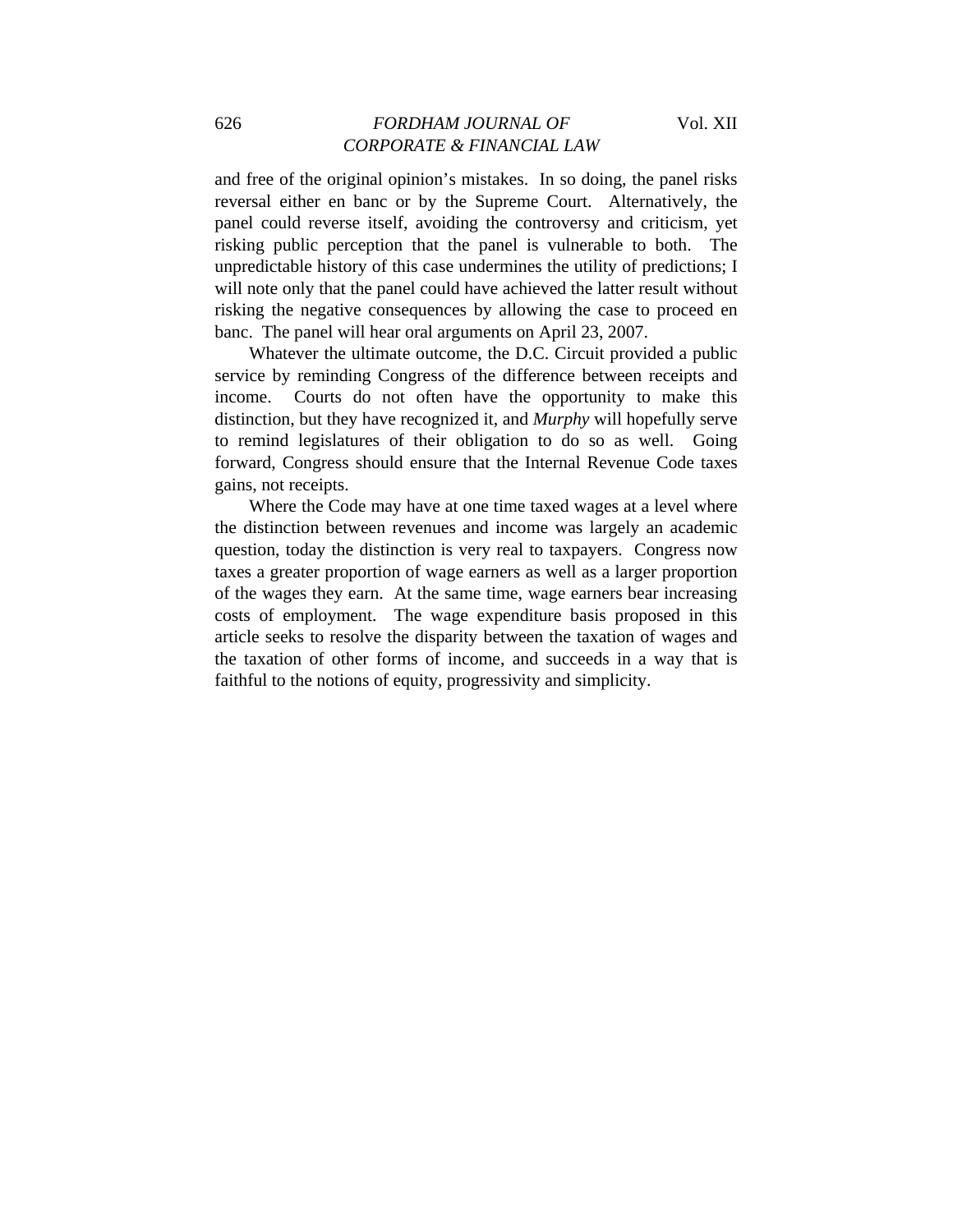and free of the original opinion's mistakes. In so doing, the panel risks reversal either en banc or by the Supreme Court. Alternatively, the panel could reverse itself, avoiding the controversy and criticism, yet risking public perception that the panel is vulnerable to both. The unpredictable history of this case undermines the utility of predictions; I will note only that the panel could have achieved the latter result without risking the negative consequences by allowing the case to proceed en banc. The panel will hear oral arguments on April 23, 2007.

Whatever the ultimate outcome, the D.C. Circuit provided a public service by reminding Congress of the difference between receipts and income. Courts do not often have the opportunity to make this distinction, but they have recognized it, and *Murphy* will hopefully serve to remind legislatures of their obligation to do so as well. Going forward, Congress should ensure that the Internal Revenue Code taxes gains, not receipts.

Where the Code may have at one time taxed wages at a level where the distinction between revenues and income was largely an academic question, today the distinction is very real to taxpayers. Congress now taxes a greater proportion of wage earners as well as a larger proportion of the wages they earn. At the same time, wage earners bear increasing costs of employment. The wage expenditure basis proposed in this article seeks to resolve the disparity between the taxation of wages and the taxation of other forms of income, and succeeds in a way that is faithful to the notions of equity, progressivity and simplicity.